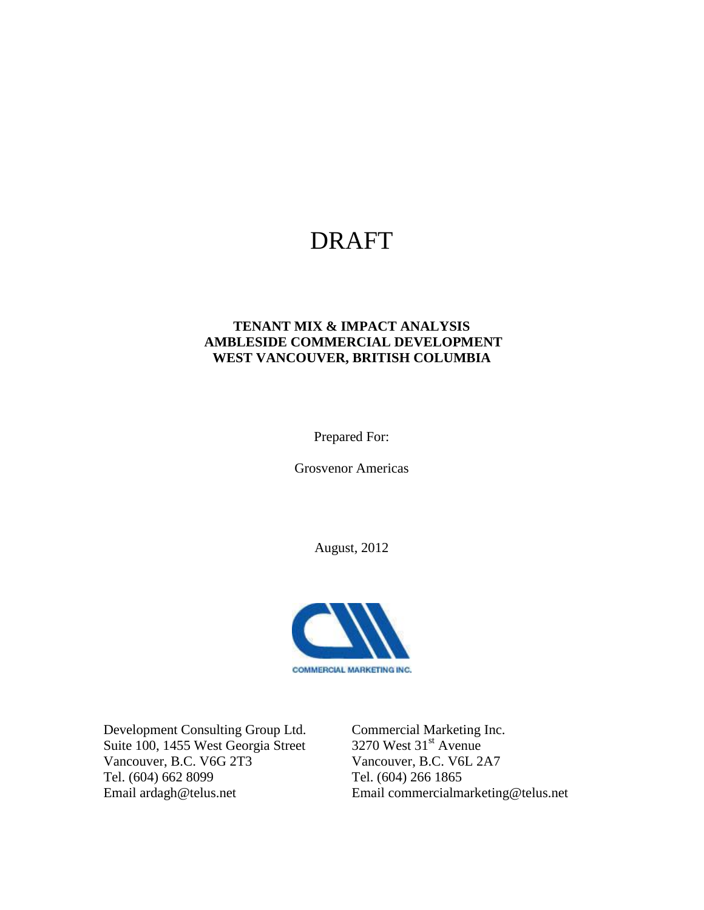# DRAFT

**TENANT MIX & IMPACT ANALYSIS**
**AMBLESIDE COMMERCIAL DEVELOPMENT**
**WEST VANCOUVER, BRITISH COLUMBIA**

Prepared For:

Grosvenor Americas

August, 2012

COMMERCIAL MARKETING INC.

Development Consulting Group Ltd.
Suite 100, 1455 West Georgia Street
Vancouver, B.C. V6G 2T3
Tel. (604) 662 8099
Email ardagh@telus.net

Commercial Marketing Inc.
3270 West 31st Avenue
Vancouver, B.C. V6L 2A7
Tel. (604) 266 1865
Email commercialmarketing@telus.net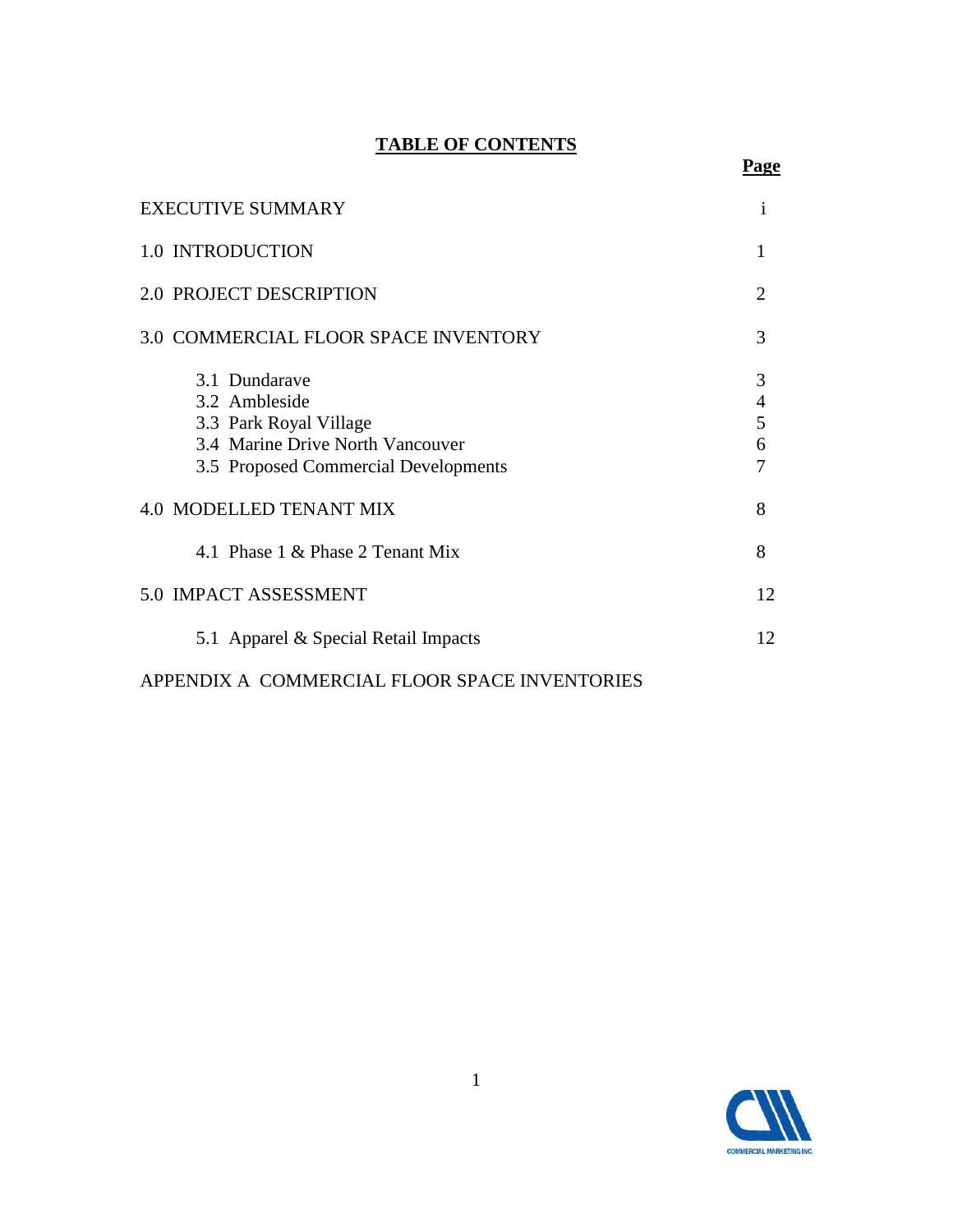# TABLE OF CONTENTS

| | Page |
|---|---|
| EXECUTIVE SUMMARY | i |
| 1.0 INTRODUCTION | 1 |
| 2.0 PROJECT DESCRIPTION | 2 |
| 3.0 COMMERCIAL FLOOR SPACE INVENTORY | 3 |
| 3.1 Dundarave | 3 |
| 3.2 Ambleside | 4 |
| 3.3 Park Royal Village | 5 |
| 3.4 Marine Drive North Vancouver | 6 |
| 3.5 Proposed Commercial Developments | 7 |
| 4.0 MODELLED TENANT MIX | 8 |
| 4.1 Phase 1 & Phase 2 Tenant Mix | 8 |
| 5.0 IMPACT ASSESSMENT | 12 |
| 5.1 Apparel & Special Retail Impacts | 12 |
| APPENDIX A COMMERCIAL FLOOR SPACE INVENTORIES | |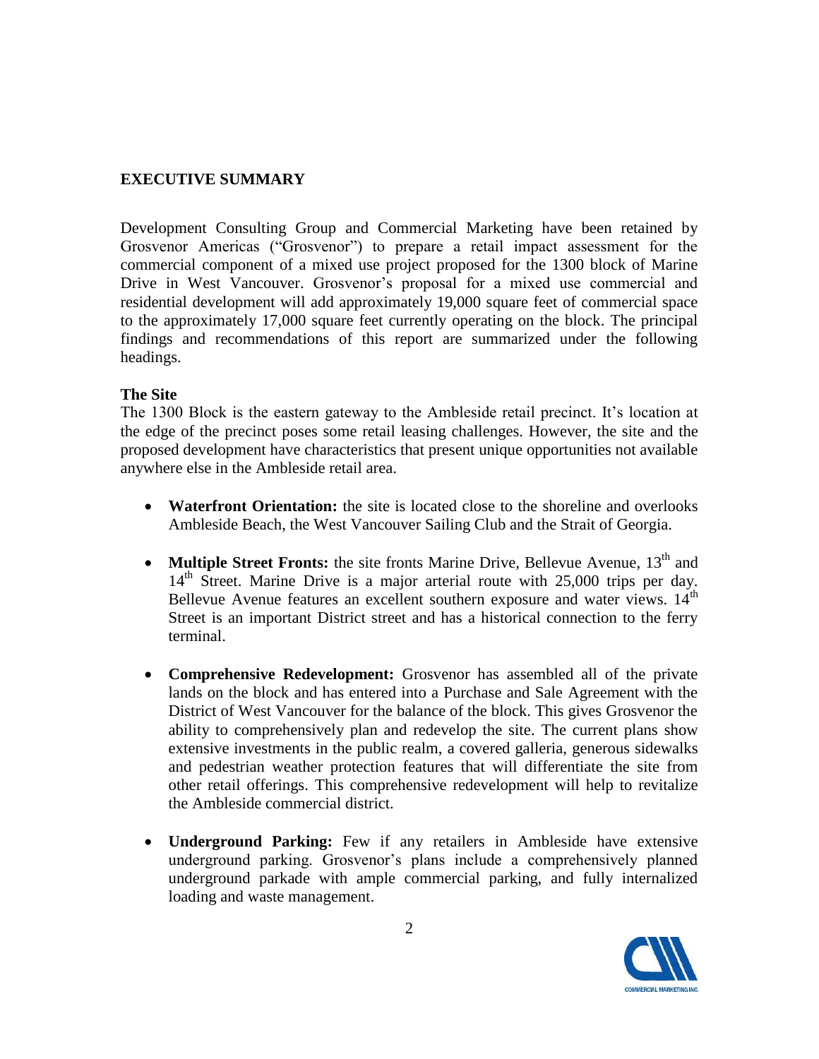## EXECUTIVE SUMMARY

Development Consulting Group and Commercial Marketing have been retained by Grosvenor Americas ("Grosvenor") to prepare a retail impact assessment for the commercial component of a mixed use project proposed for the 1300 block of Marine Drive in West Vancouver. Grosvenor's proposal for a mixed use commercial and residential development will add approximately 19,000 square feet of commercial space to the approximately 17,000 square feet currently operating on the block. The principal findings and recommendations of this report are summarized under the following headings.

### The Site

The 1300 Block is the eastern gateway to the Ambleside retail precinct. It's location at the edge of the precinct poses some retail leasing challenges. However, the site and the proposed development have characteristics that present unique opportunities not available anywhere else in the Ambleside retail area.

- **Waterfront Orientation:** the site is located close to the shoreline and overlooks Ambleside Beach, the West Vancouver Sailing Club and the Strait of Georgia.

- **Multiple Street Fronts:** the site fronts Marine Drive, Bellevue Avenue, 13th and 14th Street. Marine Drive is a major arterial route with 25,000 trips per day. Bellevue Avenue features an excellent southern exposure and water views. 14th Street is an important District street and has a historical connection to the ferry terminal.

- **Comprehensive Redevelopment:** Grosvenor has assembled all of the private lands on the block and has entered into a Purchase and Sale Agreement with the District of West Vancouver for the balance of the block. This gives Grosvenor the ability to comprehensively plan and redevelop the site. The current plans show extensive investments in the public realm, a covered galleria, generous sidewalks and pedestrian weather protection features that will differentiate the site from other retail offerings. This comprehensive redevelopment will help to revitalize the Ambleside commercial district.

- **Underground Parking:** Few if any retailers in Ambleside have extensive underground parking. Grosvenor's plans include a comprehensively planned underground parkade with ample commercial parking, and fully internalized loading and waste management.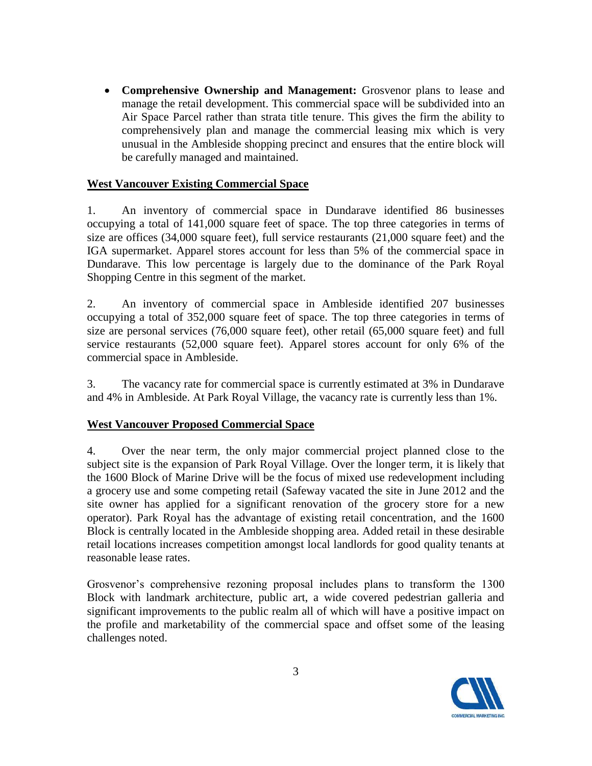- **Comprehensive Ownership and Management:** Grosvenor plans to lease and manage the retail development. This commercial space will be subdivided into an Air Space Parcel rather than strata title tenure. This gives the firm the ability to comprehensively plan and manage the commercial leasing mix which is very unusual in the Ambleside shopping precinct and ensures that the entire block will be carefully managed and maintained.

## West Vancouver Existing Commercial Space

1. An inventory of commercial space in Dundarave identified 86 businesses occupying a total of 141,000 square feet of space. The top three categories in terms of size are offices (34,000 square feet), full service restaurants (21,000 square feet) and the IGA supermarket. Apparel stores account for less than 5% of the commercial space in Dundarave. This low percentage is largely due to the dominance of the Park Royal Shopping Centre in this segment of the market.

2. An inventory of commercial space in Ambleside identified 207 businesses occupying a total of 352,000 square feet of space. The top three categories in terms of size are personal services (76,000 square feet), other retail (65,000 square feet) and full service restaurants (52,000 square feet). Apparel stores account for only 6% of the commercial space in Ambleside.

3. The vacancy rate for commercial space is currently estimated at 3% in Dundarave and 4% in Ambleside. At Park Royal Village, the vacancy rate is currently less than 1%.

## West Vancouver Proposed Commercial Space

4. Over the near term, the only major commercial project planned close to the subject site is the expansion of Park Royal Village. Over the longer term, it is likely that the 1600 Block of Marine Drive will be the focus of mixed use redevelopment including a grocery use and some competing retail (Safeway vacated the site in June 2012 and the site owner has applied for a significant renovation of the grocery store for a new operator). Park Royal has the advantage of existing retail concentration, and the 1600 Block is centrally located in the Ambleside shopping area. Added retail in these desirable retail locations increases competition amongst local landlords for good quality tenants at reasonable lease rates.

Grosvenor's comprehensive rezoning proposal includes plans to transform the 1300 Block with landmark architecture, public art, a wide covered pedestrian galleria and significant improvements to the public realm all of which will have a positive impact on the profile and marketability of the commercial space and offset some of the leasing challenges noted.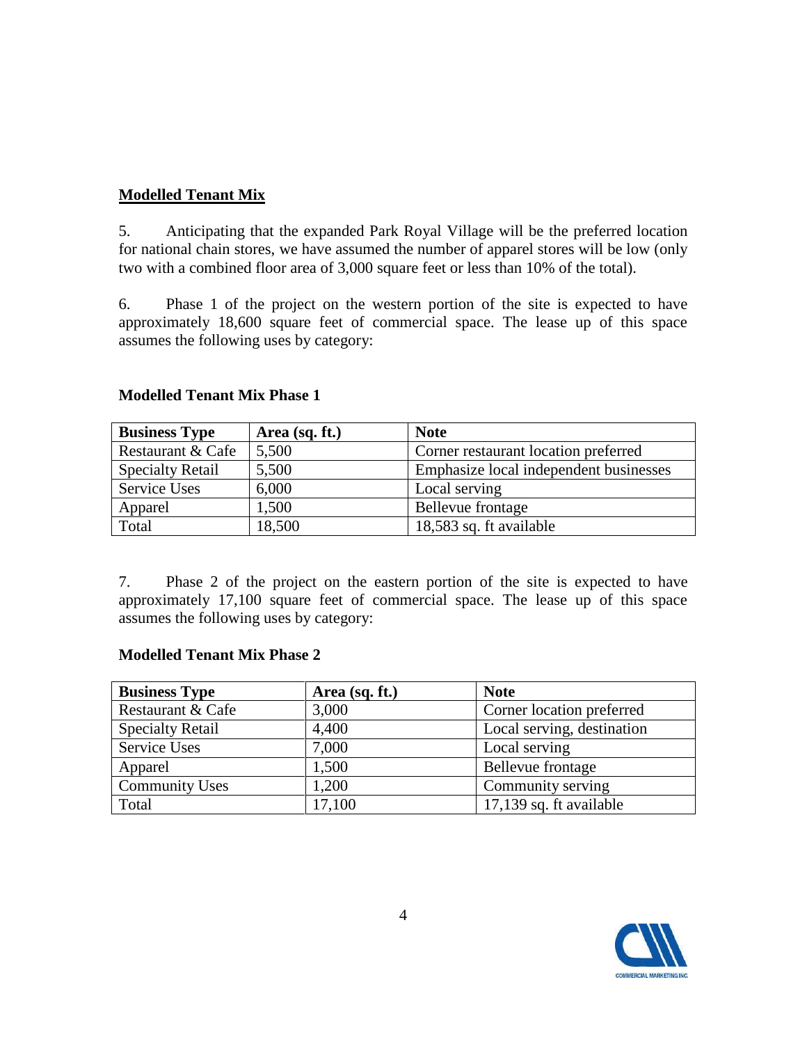## Modelled Tenant Mix

5. Anticipating that the expanded Park Royal Village will be the preferred location for national chain stores, we have assumed the number of apparel stores will be low (only two with a combined floor area of 3,000 square feet or less than 10% of the total).

6. Phase 1 of the project on the western portion of the site is expected to have approximately 18,600 square feet of commercial space. The lease up of this space assumes the following uses by category:

### Modelled Tenant Mix Phase 1

| Business Type | Area (sq. ft.) | Note |
|---|---|---|
| Restaurant & Cafe | 5,500 | Corner restaurant location preferred |
| Specialty Retail | 5,500 | Emphasize local independent businesses |
| Service Uses | 6,000 | Local serving |
| Apparel | 1,500 | Bellevue frontage |
| Total | 18,500 | 18,583 sq. ft available |

7. Phase 2 of the project on the eastern portion of the site is expected to have approximately 17,100 square feet of commercial space. The lease up of this space assumes the following uses by category:

### Modelled Tenant Mix Phase 2

| Business Type | Area (sq. ft.) | Note |
|---|---|---|
| Restaurant & Cafe | 3,000 | Corner location preferred |
| Specialty Retail | 4,400 | Local serving, destination |
| Service Uses | 7,000 | Local serving |
| Apparel | 1,500 | Bellevue frontage |
| Community Uses | 1,200 | Community serving |
| Total | 17,100 | 17,139 sq. ft available |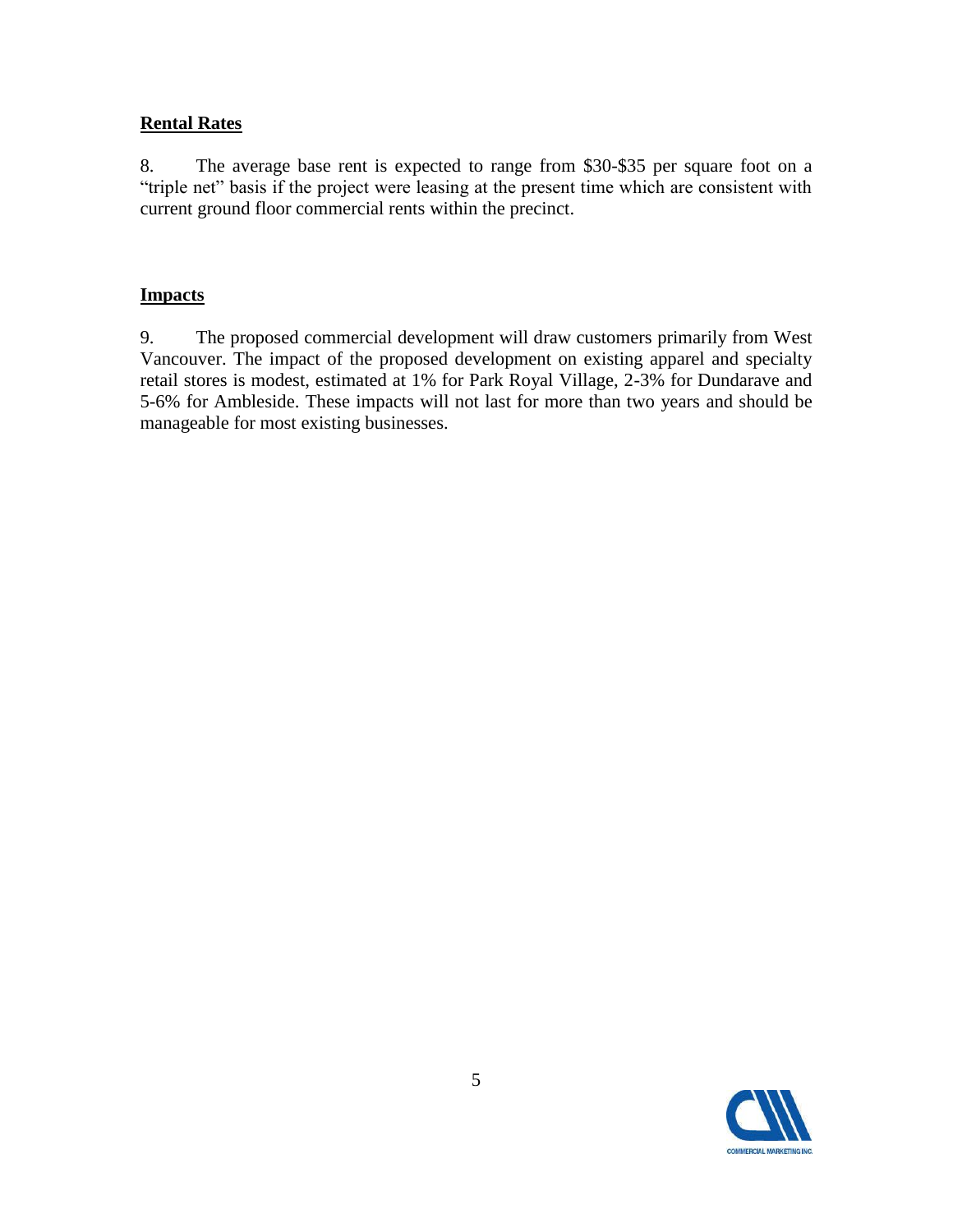## Rental Rates

8. The average base rent is expected to range from $30-$35 per square foot on a "triple net" basis if the project were leasing at the present time which are consistent with current ground floor commercial rents within the precinct.

## Impacts

9. The proposed commercial development will draw customers primarily from West Vancouver. The impact of the proposed development on existing apparel and specialty retail stores is modest, estimated at 1% for Park Royal Village, 2-3% for Dundarave and 5-6% for Ambleside. These impacts will not last for more than two years and should be manageable for most existing businesses.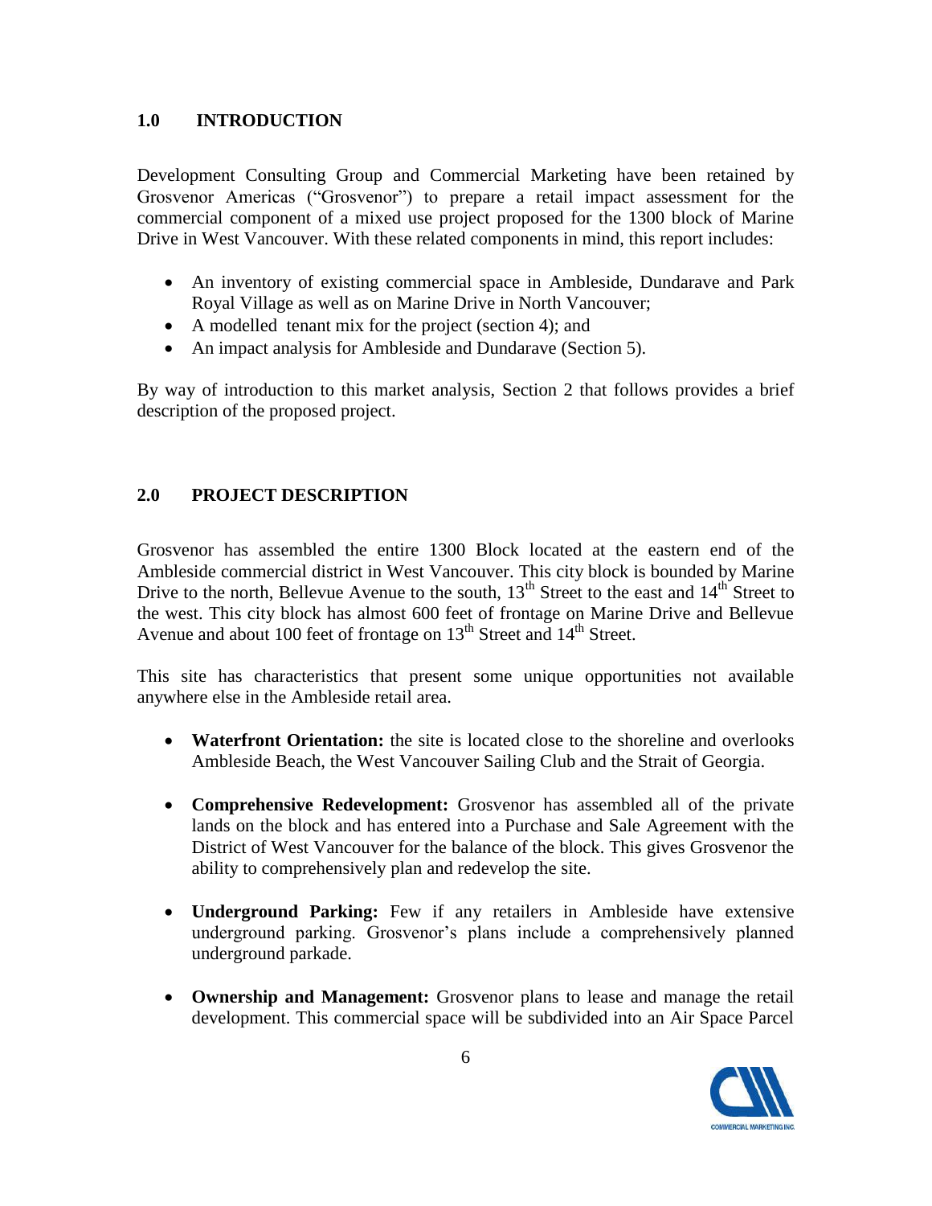## 1.0 INTRODUCTION

Development Consulting Group and Commercial Marketing have been retained by Grosvenor Americas ("Grosvenor") to prepare a retail impact assessment for the commercial component of a mixed use project proposed for the 1300 block of Marine Drive in West Vancouver. With these related components in mind, this report includes:

- An inventory of existing commercial space in Ambleside, Dundarave and Park Royal Village as well as on Marine Drive in North Vancouver;
- A modelled tenant mix for the project (section 4); and
- An impact analysis for Ambleside and Dundarave (Section 5).

By way of introduction to this market analysis, Section 2 that follows provides a brief description of the proposed project.

## 2.0 PROJECT DESCRIPTION

Grosvenor has assembled the entire 1300 Block located at the eastern end of the Ambleside commercial district in West Vancouver. This city block is bounded by Marine Drive to the north, Bellevue Avenue to the south, 13th Street to the east and 14th Street to the west. This city block has almost 600 feet of frontage on Marine Drive and Bellevue Avenue and about 100 feet of frontage on 13th Street and 14th Street.

This site has characteristics that present some unique opportunities not available anywhere else in the Ambleside retail area.

- **Waterfront Orientation:** the site is located close to the shoreline and overlooks Ambleside Beach, the West Vancouver Sailing Club and the Strait of Georgia.
- **Comprehensive Redevelopment:** Grosvenor has assembled all of the private lands on the block and has entered into a Purchase and Sale Agreement with the District of West Vancouver for the balance of the block. This gives Grosvenor the ability to comprehensively plan and redevelop the site.
- **Underground Parking:** Few if any retailers in Ambleside have extensive underground parking. Grosvenor's plans include a comprehensively planned underground parkade.
- **Ownership and Management:** Grosvenor plans to lease and manage the retail development. This commercial space will be subdivided into an Air Space Parcel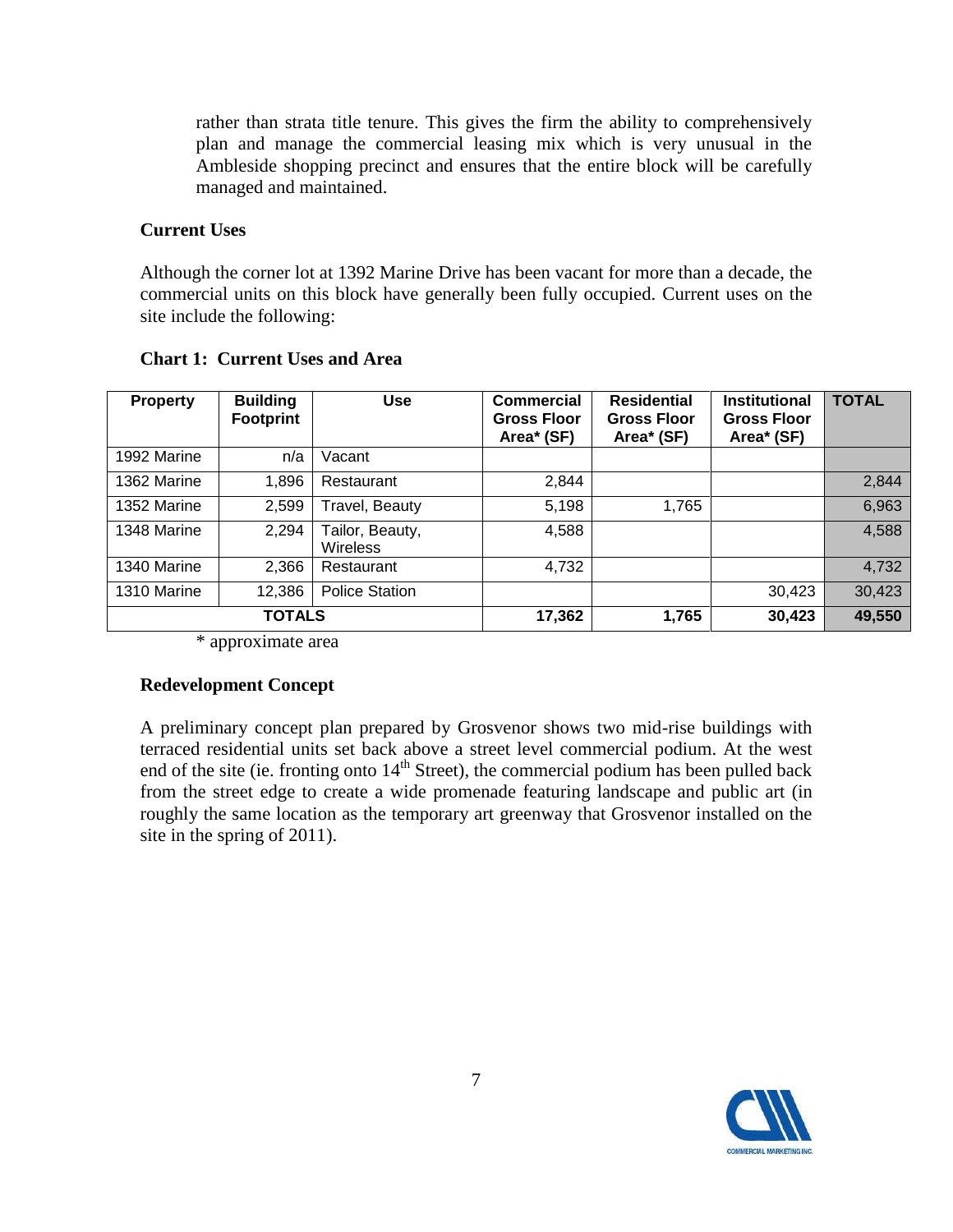rather than strata title tenure. This gives the firm the ability to comprehensively plan and manage the commercial leasing mix which is very unusual in the Ambleside shopping precinct and ensures that the entire block will be carefully managed and maintained.

### Current Uses

Although the corner lot at 1392 Marine Drive has been vacant for more than a decade, the commercial units on this block have generally been fully occupied. Current uses on the site include the following:

**Chart 1: Current Uses and Area**

| Property | Building Footprint | Use | Commercial Gross Floor Area* (SF) | Residential Gross Floor Area* (SF) | Institutional Gross Floor Area* (SF) | TOTAL |
|---|---|---|---|---|---|---|
| 1992 Marine | n/a | Vacant | | | | |
| 1362 Marine | 1,896 | Restaurant | 2,844 | | | 2,844 |
| 1352 Marine | 2,599 | Travel, Beauty | 5,198 | 1,765 | | 6,963 |
| 1348 Marine | 2,294 | Tailor, Beauty, Wireless | 4,588 | | | 4,588 |
| 1340 Marine | 2,366 | Restaurant | 4,732 | | | 4,732 |
| 1310 Marine | 12,386 | Police Station | | | 30,423 | 30,423 |
| **TOTALS** | | | **17,362** | **1,765** | **30,423** | **49,550** |

* approximate area

### Redevelopment Concept

A preliminary concept plan prepared by Grosvenor shows two mid-rise buildings with terraced residential units set back above a street level commercial podium. At the west end of the site (ie. fronting onto 14th Street), the commercial podium has been pulled back from the street edge to create a wide promenade featuring landscape and public art (in roughly the same location as the temporary art greenway that Grosvenor installed on the site in the spring of 2011).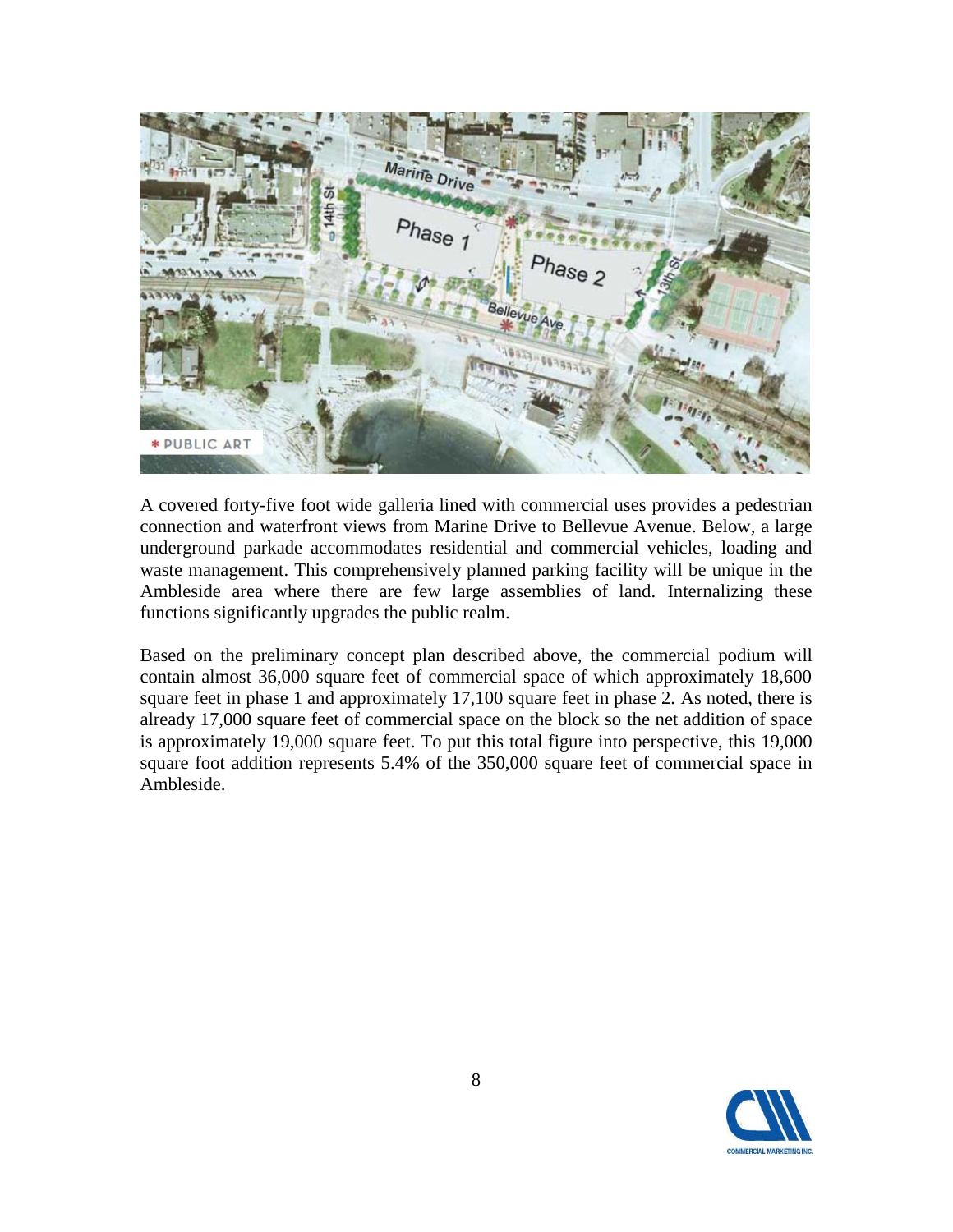A covered forty-five foot wide galleria lined with commercial uses provides a pedestrian connection and waterfront views from Marine Drive to Bellevue Avenue. Below, a large underground parkade accommodates residential and commercial vehicles, loading and waste management. This comprehensively planned parking facility will be unique in the Ambleside area where there are few large assemblies of land. Internalizing these functions significantly upgrades the public realm.

Based on the preliminary concept plan described above, the commercial podium will contain almost 36,000 square feet of commercial space of which approximately 18,600 square feet in phase 1 and approximately 17,100 square feet in phase 2. As noted, there is already 17,000 square feet of commercial space on the block so the net addition of space is approximately 19,000 square feet. To put this total figure into perspective, this 19,000 square foot addition represents 5.4% of the 350,000 square feet of commercial space in Ambleside.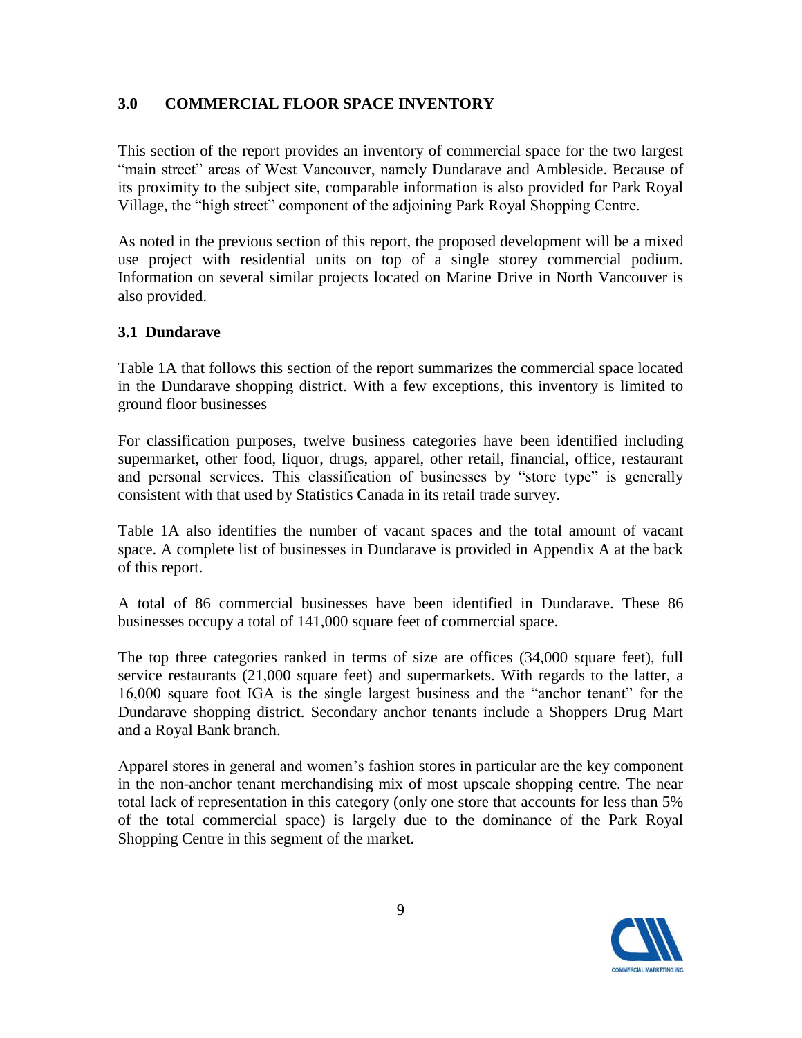## 3.0 COMMERCIAL FLOOR SPACE INVENTORY

This section of the report provides an inventory of commercial space for the two largest "main street" areas of West Vancouver, namely Dundarave and Ambleside. Because of its proximity to the subject site, comparable information is also provided for Park Royal Village, the "high street" component of the adjoining Park Royal Shopping Centre.

As noted in the previous section of this report, the proposed development will be a mixed use project with residential units on top of a single storey commercial podium. Information on several similar projects located on Marine Drive in North Vancouver is also provided.

### 3.1 Dundarave

Table 1A that follows this section of the report summarizes the commercial space located in the Dundarave shopping district. With a few exceptions, this inventory is limited to ground floor businesses

For classification purposes, twelve business categories have been identified including supermarket, other food, liquor, drugs, apparel, other retail, financial, office, restaurant and personal services. This classification of businesses by "store type" is generally consistent with that used by Statistics Canada in its retail trade survey.

Table 1A also identifies the number of vacant spaces and the total amount of vacant space. A complete list of businesses in Dundarave is provided in Appendix A at the back of this report.

A total of 86 commercial businesses have been identified in Dundarave. These 86 businesses occupy a total of 141,000 square feet of commercial space.

The top three categories ranked in terms of size are offices (34,000 square feet), full service restaurants (21,000 square feet) and supermarkets. With regards to the latter, a 16,000 square foot IGA is the single largest business and the "anchor tenant" for the Dundarave shopping district. Secondary anchor tenants include a Shoppers Drug Mart and a Royal Bank branch.

Apparel stores in general and women's fashion stores in particular are the key component in the non-anchor tenant merchandising mix of most upscale shopping centre. The near total lack of representation in this category (only one store that accounts for less than 5% of the total commercial space) is largely due to the dominance of the Park Royal Shopping Centre in this segment of the market.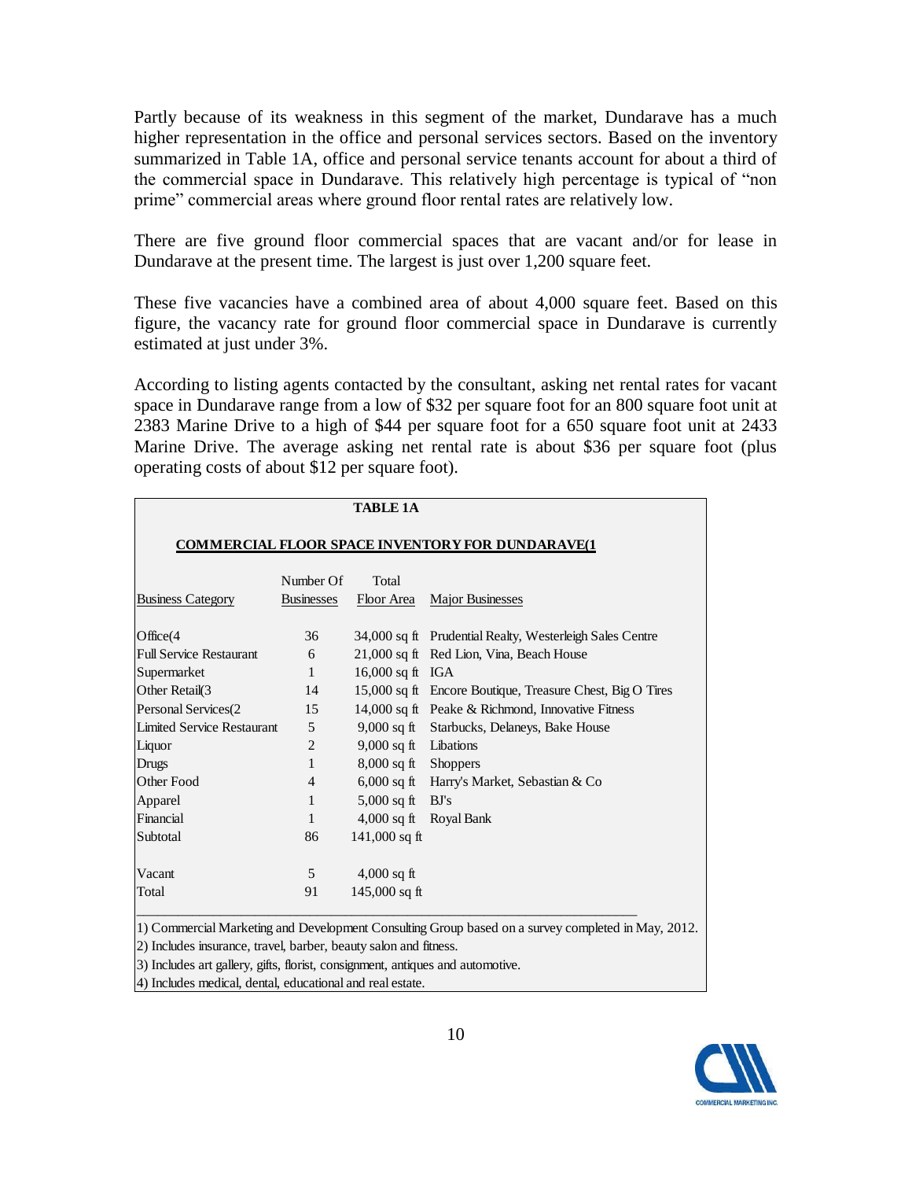Partly because of its weakness in this segment of the market, Dundarave has a much higher representation in the office and personal services sectors. Based on the inventory summarized in Table 1A, office and personal service tenants account for about a third of the commercial space in Dundarave. This relatively high percentage is typical of "non prime" commercial areas where ground floor rental rates are relatively low.

There are five ground floor commercial spaces that are vacant and/or for lease in Dundarave at the present time. The largest is just over 1,200 square feet.

These five vacancies have a combined area of about 4,000 square feet. Based on this figure, the vacancy rate for ground floor commercial space in Dundarave is currently estimated at just under 3%.

According to listing agents contacted by the consultant, asking net rental rates for vacant space in Dundarave range from a low of $32 per square foot for an 800 square foot unit at 2383 Marine Drive to a high of $44 per square foot for a 650 square foot unit at 2433 Marine Drive. The average asking net rental rate is about $36 per square foot (plus operating costs of about $12 per square foot).

**TABLE 1A**

**COMMERCIAL FLOOR SPACE INVENTORY FOR DUNDARAVE(1**

| Business Category | Number Of Businesses | Total Floor Area | Major Businesses |
|---|---|---|---|
| Office(4 | 36 | 34,000 sq ft | Prudential Realty, Westerleigh Sales Centre |
| Full Service Restaurant | 6 | 21,000 sq ft | Red Lion, Vina, Beach House |
| Supermarket | 1 | 16,000 sq ft | IGA |
| Other Retail(3 | 14 | 15,000 sq ft | Encore Boutique, Treasure Chest, Big O Tires |
| Personal Services(2 | 15 | 14,000 sq ft | Peake & Richmond, Innovative Fitness |
| Limited Service Restaurant | 5 | 9,000 sq ft | Starbucks, Delaneys, Bake House |
| Liquor | 2 | 9,000 sq ft | Libations |
| Drugs | 1 | 8,000 sq ft | Shoppers |
| Other Food | 4 | 6,000 sq ft | Harry's Market, Sebastian & Co |
| Apparel | 1 | 5,000 sq ft | BJ's |
| Financial | 1 | 4,000 sq ft | Royal Bank |
| Subtotal | 86 | 141,000 sq ft | |
| Vacant | 5 | 4,000 sq ft | |
| Total | 91 | 145,000 sq ft | |

1) Commercial Marketing and Development Consulting Group based on a survey completed in May, 2012.
2) Includes insurance, travel, barber, beauty salon and fitness.
3) Includes art gallery, gifts, florist, consignment, antiques and automotive.
4) Includes medical, dental, educational and real estate.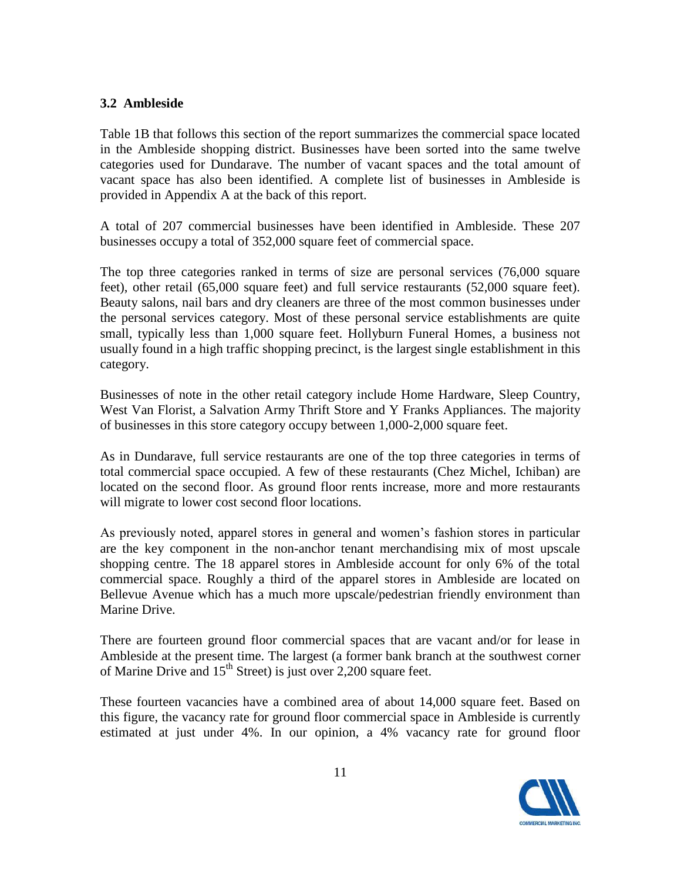### 3.2 Ambleside

Table 1B that follows this section of the report summarizes the commercial space located in the Ambleside shopping district. Businesses have been sorted into the same twelve categories used for Dundarave. The number of vacant spaces and the total amount of vacant space has also been identified. A complete list of businesses in Ambleside is provided in Appendix A at the back of this report.

A total of 207 commercial businesses have been identified in Ambleside. These 207 businesses occupy a total of 352,000 square feet of commercial space.

The top three categories ranked in terms of size are personal services (76,000 square feet), other retail (65,000 square feet) and full service restaurants (52,000 square feet). Beauty salons, nail bars and dry cleaners are three of the most common businesses under the personal services category. Most of these personal service establishments are quite small, typically less than 1,000 square feet. Hollyburn Funeral Homes, a business not usually found in a high traffic shopping precinct, is the largest single establishment in this category.

Businesses of note in the other retail category include Home Hardware, Sleep Country, West Van Florist, a Salvation Army Thrift Store and Y Franks Appliances. The majority of businesses in this store category occupy between 1,000-2,000 square feet.

As in Dundarave, full service restaurants are one of the top three categories in terms of total commercial space occupied. A few of these restaurants (Chez Michel, Ichiban) are located on the second floor. As ground floor rents increase, more and more restaurants will migrate to lower cost second floor locations.

As previously noted, apparel stores in general and women's fashion stores in particular are the key component in the non-anchor tenant merchandising mix of most upscale shopping centre. The 18 apparel stores in Ambleside account for only 6% of the total commercial space. Roughly a third of the apparel stores in Ambleside are located on Bellevue Avenue which has a much more upscale/pedestrian friendly environment than Marine Drive.

There are fourteen ground floor commercial spaces that are vacant and/or for lease in Ambleside at the present time. The largest (a former bank branch at the southwest corner of Marine Drive and 15th Street) is just over 2,200 square feet.

These fourteen vacancies have a combined area of about 14,000 square feet. Based on this figure, the vacancy rate for ground floor commercial space in Ambleside is currently estimated at just under 4%. In our opinion, a 4% vacancy rate for ground floor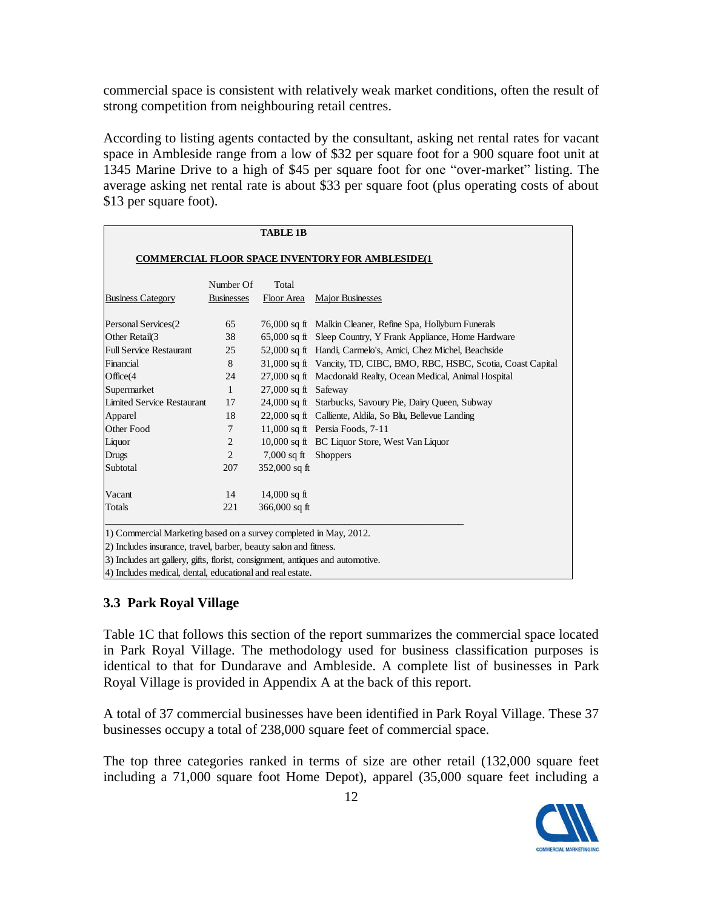commercial space is consistent with relatively weak market conditions, often the result of strong competition from neighbouring retail centres.

According to listing agents contacted by the consultant, asking net rental rates for vacant space in Ambleside range from a low of $32 per square foot for a 900 square foot unit at 1345 Marine Drive to a high of $45 per square foot for one "over-market" listing. The average asking net rental rate is about $33 per square foot (plus operating costs of about $13 per square foot).

**TABLE 1B**

**COMMERCIAL FLOOR SPACE INVENTORY FOR AMBLESIDE(1**

| Business Category | Number Of Businesses | Total Floor Area | Major Businesses |
|---|---|---|---|
| Personal Services(2 | 65 | 76,000 sq ft | Malkin Cleaner, Refine Spa, Hollyburn Funerals |
| Other Retail(3 | 38 | 65,000 sq ft | Sleep Country, Y Frank Appliance, Home Hardware |
| Full Service Restaurant | 25 | 52,000 sq ft | Handi, Carmelo's, Amici, Chez Michel, Beachside |
| Financial | 8 | 31,000 sq ft | Vancity, TD, CIBC, BMO, RBC, HSBC, Scotia, Coast Capital |
| Office(4 | 24 | 27,000 sq ft | Macdonald Realty, Ocean Medical, Animal Hospital |
| Supermarket | 1 | 27,000 sq ft | Safeway |
| Limited Service Restaurant | 17 | 24,000 sq ft | Starbucks, Savoury Pie, Dairy Queen, Subway |
| Apparel | 18 | 22,000 sq ft | Calliente, Aldila, So Blu, Bellevue Landing |
| Other Food | 7 | 11,000 sq ft | Persia Foods, 7-11 |
| Liquor | 2 | 10,000 sq ft | BC Liquor Store, West Van Liquor |
| Drugs | 2 | 7,000 sq ft | Shoppers |
| Subtotal | 207 | 352,000 sq ft | |
| | | | |
| Vacant | 14 | 14,000 sq ft | |
| Totals | 221 | 366,000 sq ft | |

1) Commercial Marketing based on a survey completed in May, 2012.
2) Includes insurance, travel, barber, beauty salon and fitness.
3) Includes art gallery, gifts, florist, consignment, antiques and automotive.
4) Includes medical, dental, educational and real estate.

### 3.3 Park Royal Village

Table 1C that follows this section of the report summarizes the commercial space located in Park Royal Village. The methodology used for business classification purposes is identical to that for Dundarave and Ambleside. A complete list of businesses in Park Royal Village is provided in Appendix A at the back of this report.

A total of 37 commercial businesses have been identified in Park Royal Village. These 37 businesses occupy a total of 238,000 square feet of commercial space.

The top three categories ranked in terms of size are other retail (132,000 square feet including a 71,000 square foot Home Depot), apparel (35,000 square feet including a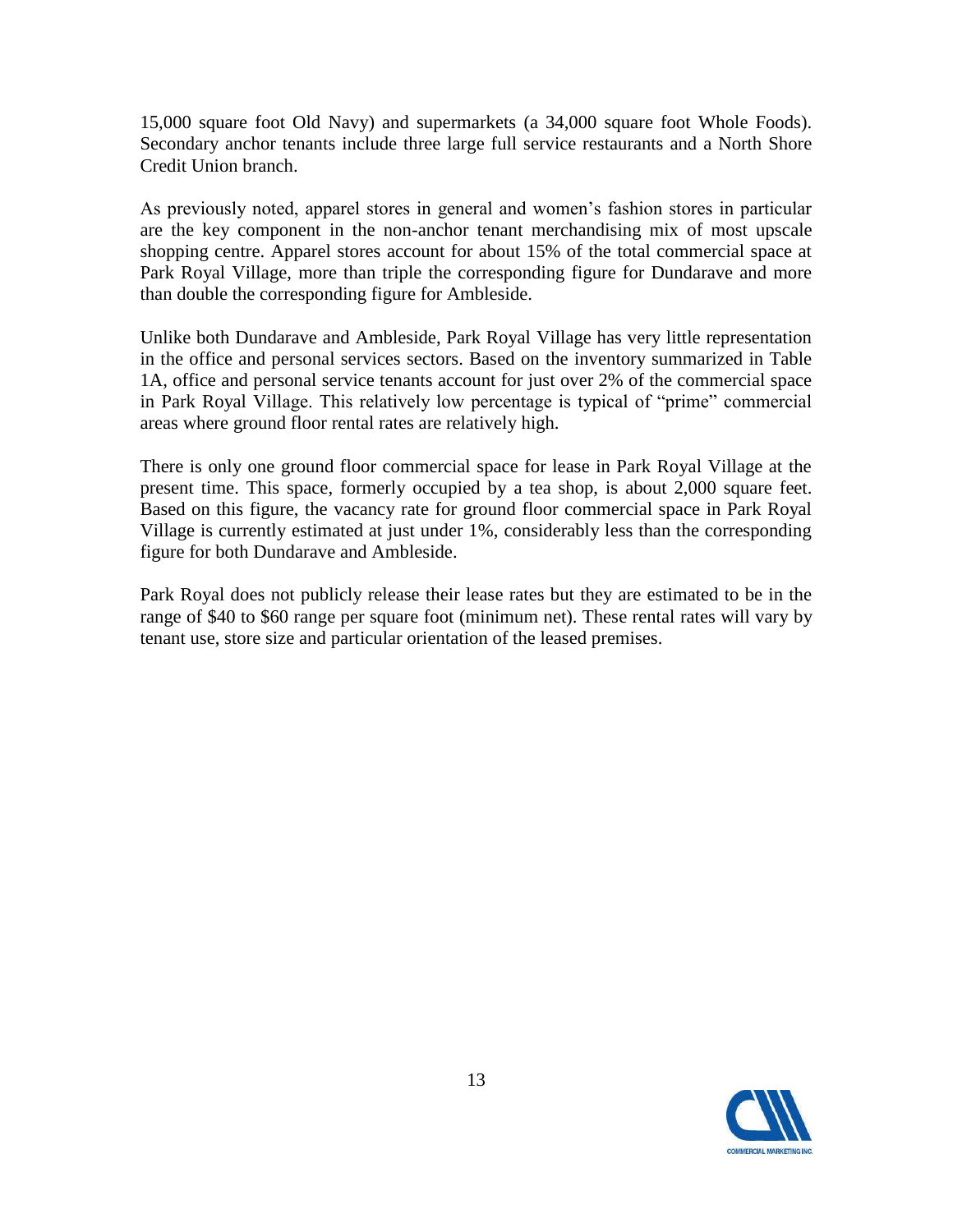15,000 square foot Old Navy) and supermarkets (a 34,000 square foot Whole Foods). Secondary anchor tenants include three large full service restaurants and a North Shore Credit Union branch.

As previously noted, apparel stores in general and women's fashion stores in particular are the key component in the non-anchor tenant merchandising mix of most upscale shopping centre. Apparel stores account for about 15% of the total commercial space at Park Royal Village, more than triple the corresponding figure for Dundarave and more than double the corresponding figure for Ambleside.

Unlike both Dundarave and Ambleside, Park Royal Village has very little representation in the office and personal services sectors. Based on the inventory summarized in Table 1A, office and personal service tenants account for just over 2% of the commercial space in Park Royal Village. This relatively low percentage is typical of "prime" commercial areas where ground floor rental rates are relatively high.

There is only one ground floor commercial space for lease in Park Royal Village at the present time. This space, formerly occupied by a tea shop, is about 2,000 square feet. Based on this figure, the vacancy rate for ground floor commercial space in Park Royal Village is currently estimated at just under 1%, considerably less than the corresponding figure for both Dundarave and Ambleside.

Park Royal does not publicly release their lease rates but they are estimated to be in the range of $40 to $60 range per square foot (minimum net). These rental rates will vary by tenant use, store size and particular orientation of the leased premises.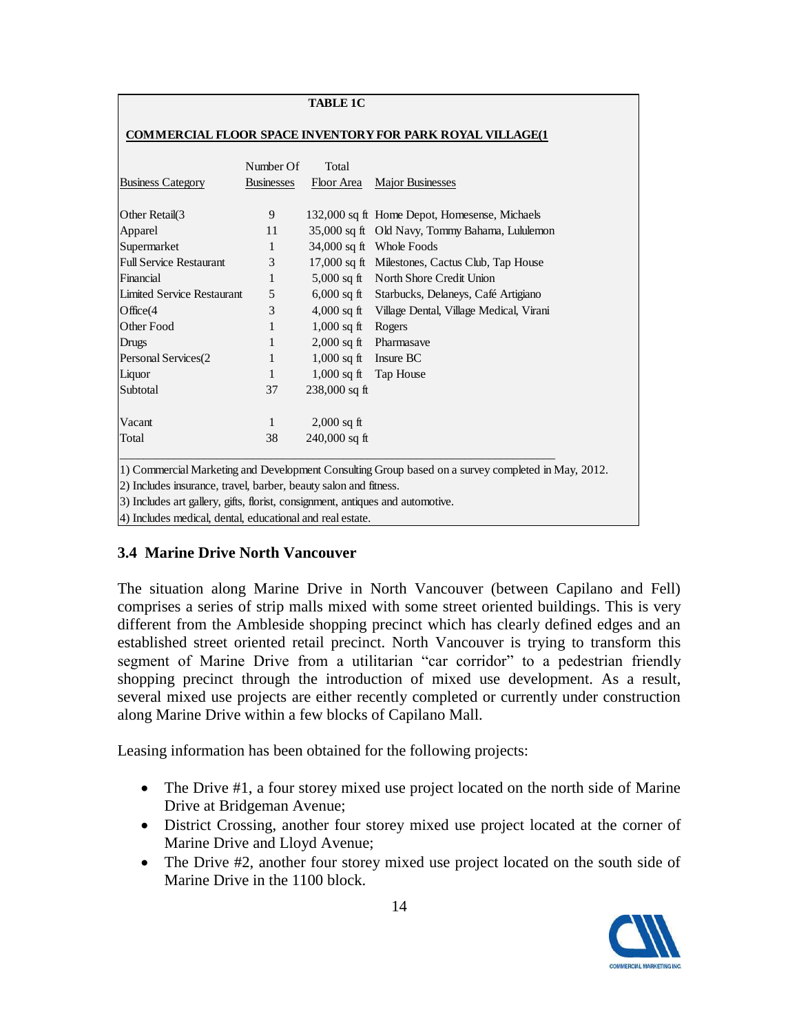**TABLE 1C**

**COMMERCIAL FLOOR SPACE INVENTORY FOR PARK ROYAL VILLAGE(1**

| Business Category | Number Of Businesses | Total Floor Area | Major Businesses |
|---|---|---|---|
| Other Retail(3 | 9 | 132,000 sq ft | Home Depot, Homesense, Michaels |
| Apparel | 11 | 35,000 sq ft | Old Navy, Tommy Bahama, Lululemon |
| Supermarket | 1 | 34,000 sq ft | Whole Foods |
| Full Service Restaurant | 3 | 17,000 sq ft | Milestones, Cactus Club, Tap House |
| Financial | 1 | 5,000 sq ft | North Shore Credit Union |
| Limited Service Restaurant | 5 | 6,000 sq ft | Starbucks, Delaneys, Café Artigiano |
| Office(4 | 3 | 4,000 sq ft | Village Dental, Village Medical, Virani |
| Other Food | 1 | 1,000 sq ft | Rogers |
| Drugs | 1 | 2,000 sq ft | Pharmasave |
| Personal Services(2 | 1 | 1,000 sq ft | Insure BC |
| Liquor | 1 | 1,000 sq ft | Tap House |
| Subtotal | 37 | 238,000 sq ft | |
| Vacant | 1 | 2,000 sq ft | |
| Total | 38 | 240,000 sq ft | |

1) Commercial Marketing and Development Consulting Group based on a survey completed in May, 2012.
2) Includes insurance, travel, barber, beauty salon and fitness.
3) Includes art gallery, gifts, florist, consignment, antiques and automotive.
4) Includes medical, dental, educational and real estate.

### 3.4 Marine Drive North Vancouver

The situation along Marine Drive in North Vancouver (between Capilano and Fell) comprises a series of strip malls mixed with some street oriented buildings. This is very different from the Ambleside shopping precinct which has clearly defined edges and an established street oriented retail precinct. North Vancouver is trying to transform this segment of Marine Drive from a utilitarian "car corridor" to a pedestrian friendly shopping precinct through the introduction of mixed use development. As a result, several mixed use projects are either recently completed or currently under construction along Marine Drive within a few blocks of Capilano Mall.

Leasing information has been obtained for the following projects:

- The Drive #1, a four storey mixed use project located on the north side of Marine Drive at Bridgeman Avenue;
- District Crossing, another four storey mixed use project located at the corner of Marine Drive and Lloyd Avenue;
- The Drive #2, another four storey mixed use project located on the south side of Marine Drive in the 1100 block.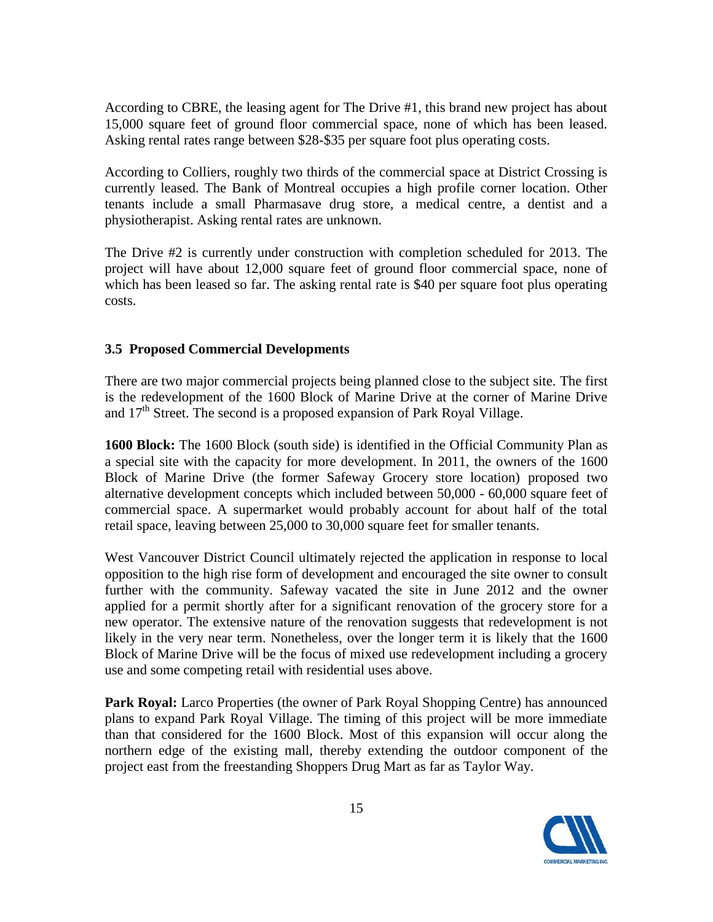According to CBRE, the leasing agent for The Drive #1, this brand new project has about 15,000 square feet of ground floor commercial space, none of which has been leased. Asking rental rates range between $28-$35 per square foot plus operating costs.

According to Colliers, roughly two thirds of the commercial space at District Crossing is currently leased. The Bank of Montreal occupies a high profile corner location. Other tenants include a small Pharmasave drug store, a medical centre, a dentist and a physiotherapist. Asking rental rates are unknown.

The Drive #2 is currently under construction with completion scheduled for 2013. The project will have about 12,000 square feet of ground floor commercial space, none of which has been leased so far. The asking rental rate is $40 per square foot plus operating costs.

### 3.5 Proposed Commercial Developments

There are two major commercial projects being planned close to the subject site. The first is the redevelopment of the 1600 Block of Marine Drive at the corner of Marine Drive and 17th Street. The second is a proposed expansion of Park Royal Village.

**1600 Block:** The 1600 Block (south side) is identified in the Official Community Plan as a special site with the capacity for more development. In 2011, the owners of the 1600 Block of Marine Drive (the former Safeway Grocery store location) proposed two alternative development concepts which included between 50,000 - 60,000 square feet of commercial space. A supermarket would probably account for about half of the total retail space, leaving between 25,000 to 30,000 square feet for smaller tenants.

West Vancouver District Council ultimately rejected the application in response to local opposition to the high rise form of development and encouraged the site owner to consult further with the community. Safeway vacated the site in June 2012 and the owner applied for a permit shortly after for a significant renovation of the grocery store for a new operator. The extensive nature of the renovation suggests that redevelopment is not likely in the very near term. Nonetheless, over the longer term it is likely that the 1600 Block of Marine Drive will be the focus of mixed use redevelopment including a grocery use and some competing retail with residential uses above.

**Park Royal:** Larco Properties (the owner of Park Royal Shopping Centre) has announced plans to expand Park Royal Village. The timing of this project will be more immediate than that considered for the 1600 Block. Most of this expansion will occur along the northern edge of the existing mall, thereby extending the outdoor component of the project east from the freestanding Shoppers Drug Mart as far as Taylor Way.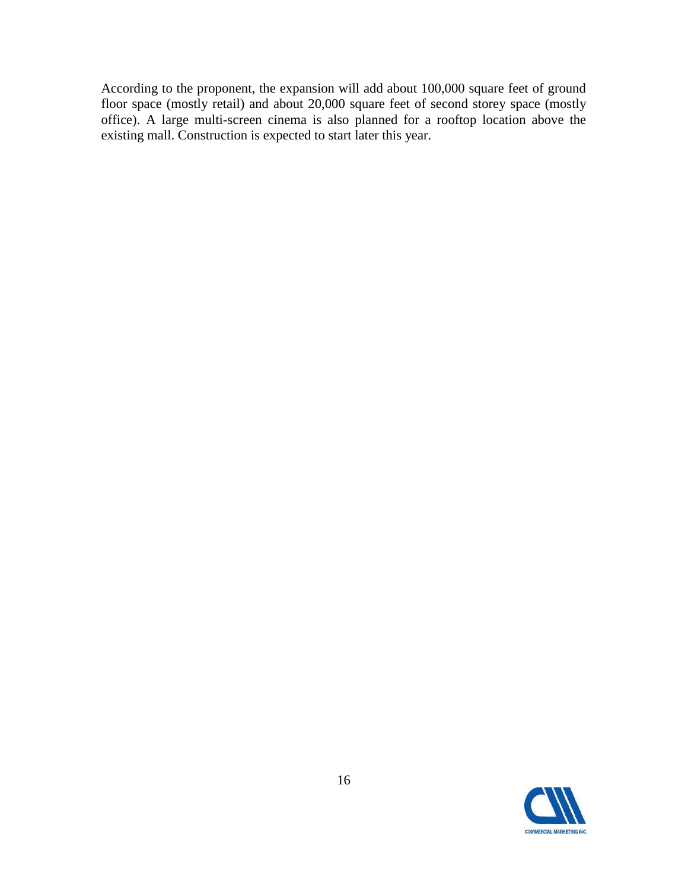According to the proponent, the expansion will add about 100,000 square feet of ground floor space (mostly retail) and about 20,000 square feet of second storey space (mostly office). A large multi-screen cinema is also planned for a rooftop location above the existing mall. Construction is expected to start later this year.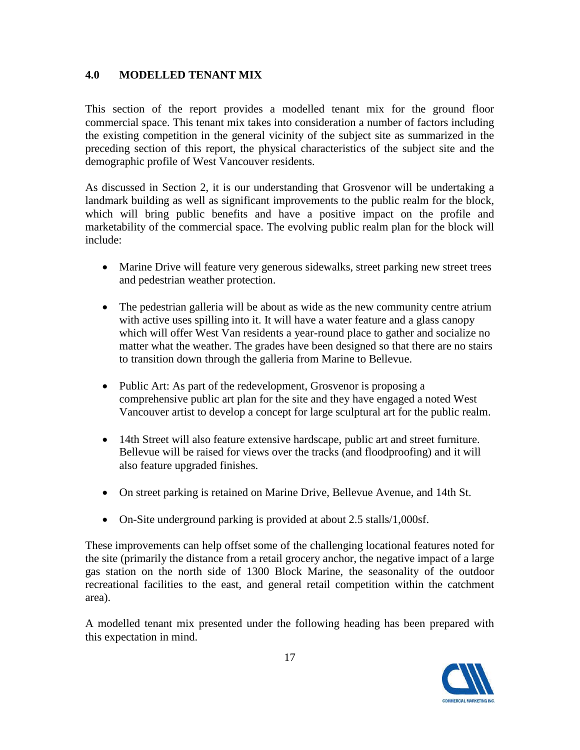## 4.0 MODELLED TENANT MIX

This section of the report provides a modelled tenant mix for the ground floor commercial space. This tenant mix takes into consideration a number of factors including the existing competition in the general vicinity of the subject site as summarized in the preceding section of this report, the physical characteristics of the subject site and the demographic profile of West Vancouver residents.

As discussed in Section 2, it is our understanding that Grosvenor will be undertaking a landmark building as well as significant improvements to the public realm for the block, which will bring public benefits and have a positive impact on the profile and marketability of the commercial space. The evolving public realm plan for the block will include:

- Marine Drive will feature very generous sidewalks, street parking new street trees and pedestrian weather protection.
- The pedestrian galleria will be about as wide as the new community centre atrium with active uses spilling into it. It will have a water feature and a glass canopy which will offer West Van residents a year-round place to gather and socialize no matter what the weather. The grades have been designed so that there are no stairs to transition down through the galleria from Marine to Bellevue.
- Public Art: As part of the redevelopment, Grosvenor is proposing a comprehensive public art plan for the site and they have engaged a noted West Vancouver artist to develop a concept for large sculptural art for the public realm.
- 14th Street will also feature extensive hardscape, public art and street furniture. Bellevue will be raised for views over the tracks (and floodproofing) and it will also feature upgraded finishes.
- On street parking is retained on Marine Drive, Bellevue Avenue, and 14th St.
- On-Site underground parking is provided at about 2.5 stalls/1,000sf.

These improvements can help offset some of the challenging locational features noted for the site (primarily the distance from a retail grocery anchor, the negative impact of a large gas station on the north side of 1300 Block Marine, the seasonality of the outdoor recreational facilities to the east, and general retail competition within the catchment area).

A modelled tenant mix presented under the following heading has been prepared with this expectation in mind.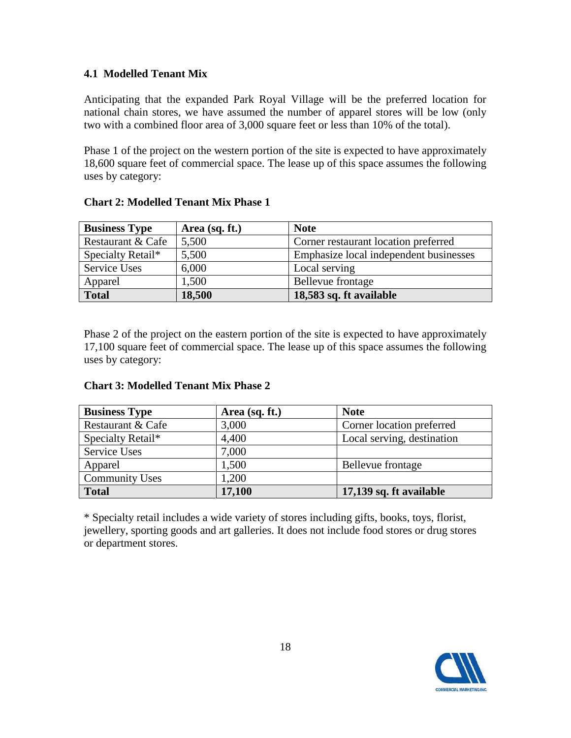### 4.1 Modelled Tenant Mix

Anticipating that the expanded Park Royal Village will be the preferred location for national chain stores, we have assumed the number of apparel stores will be low (only two with a combined floor area of 3,000 square feet or less than 10% of the total).

Phase 1 of the project on the western portion of the site is expected to have approximately 18,600 square feet of commercial space. The lease up of this space assumes the following uses by category:

**Chart 2: Modelled Tenant Mix Phase 1**

| Business Type | Area (sq. ft.) | Note |
|---|---|---|
| Restaurant & Cafe | 5,500 | Corner restaurant location preferred |
| Specialty Retail* | 5,500 | Emphasize local independent businesses |
| Service Uses | 6,000 | Local serving |
| Apparel | 1,500 | Bellevue frontage |
| **Total** | **18,500** | **18,583 sq. ft available** |

Phase 2 of the project on the eastern portion of the site is expected to have approximately 17,100 square feet of commercial space. The lease up of this space assumes the following uses by category:

**Chart 3: Modelled Tenant Mix Phase 2**

| Business Type | Area (sq. ft.) | Note |
|---|---|---|
| Restaurant & Cafe | 3,000 | Corner location preferred |
| Specialty Retail* | 4,400 | Local serving, destination |
| Service Uses | 7,000 | |
| Apparel | 1,500 | Bellevue frontage |
| Community Uses | 1,200 | |
| **Total** | **17,100** | **17,139 sq. ft available** |

* Specialty retail includes a wide variety of stores including gifts, books, toys, florist, jewellery, sporting goods and art galleries. It does not include food stores or drug stores or department stores.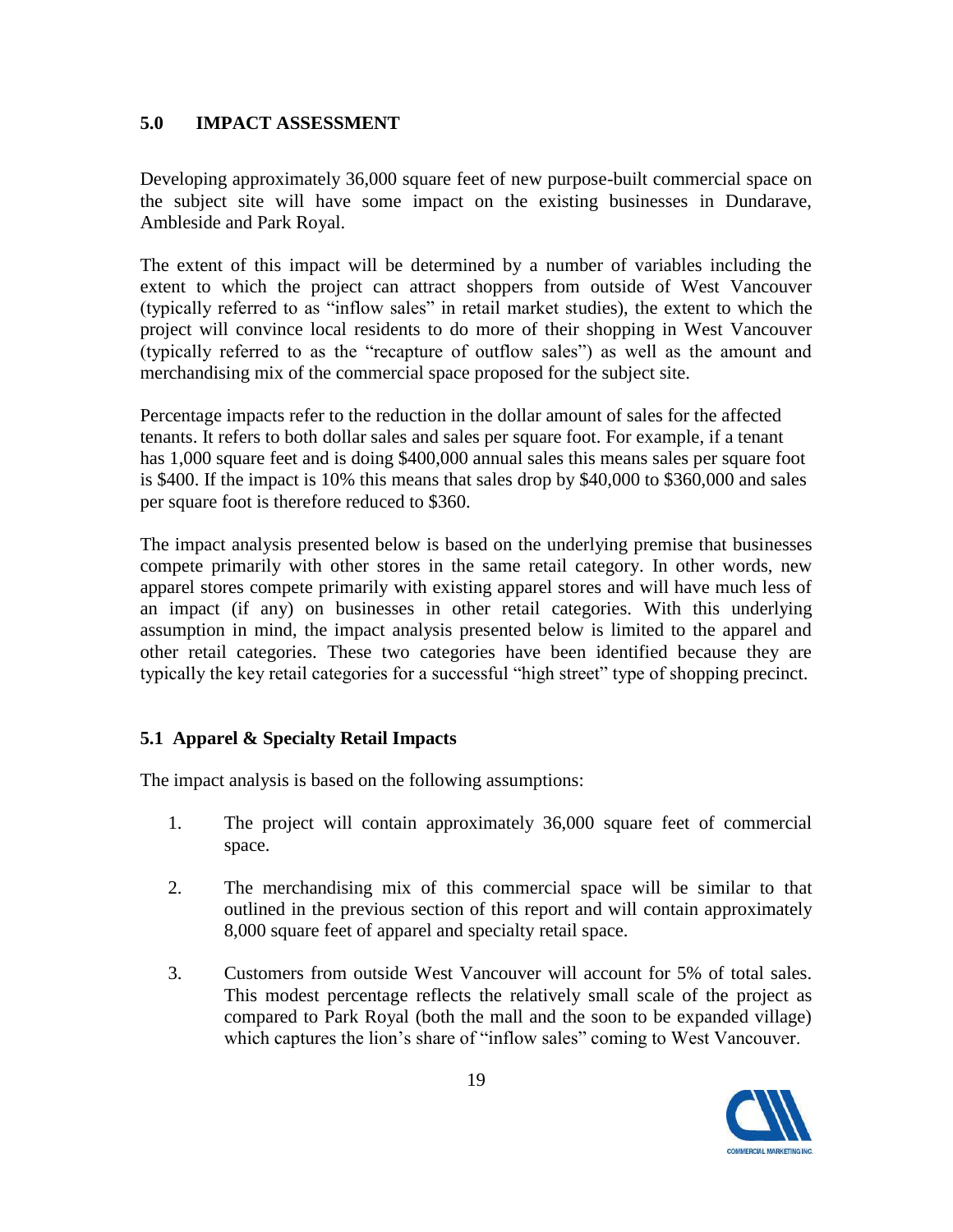## 5.0 IMPACT ASSESSMENT

Developing approximately 36,000 square feet of new purpose-built commercial space on the subject site will have some impact on the existing businesses in Dundarave, Ambleside and Park Royal.

The extent of this impact will be determined by a number of variables including the extent to which the project can attract shoppers from outside of West Vancouver (typically referred to as "inflow sales" in retail market studies), the extent to which the project will convince local residents to do more of their shopping in West Vancouver (typically referred to as the "recapture of outflow sales") as well as the amount and merchandising mix of the commercial space proposed for the subject site.

Percentage impacts refer to the reduction in the dollar amount of sales for the affected tenants. It refers to both dollar sales and sales per square foot. For example, if a tenant has 1,000 square feet and is doing $400,000 annual sales this means sales per square foot is $400. If the impact is 10% this means that sales drop by $40,000 to $360,000 and sales per square foot is therefore reduced to $360.

The impact analysis presented below is based on the underlying premise that businesses compete primarily with other stores in the same retail category. In other words, new apparel stores compete primarily with existing apparel stores and will have much less of an impact (if any) on businesses in other retail categories. With this underlying assumption in mind, the impact analysis presented below is limited to the apparel and other retail categories. These two categories have been identified because they are typically the key retail categories for a successful "high street" type of shopping precinct.

### 5.1 Apparel & Specialty Retail Impacts

The impact analysis is based on the following assumptions:

1. The project will contain approximately 36,000 square feet of commercial space.
2. The merchandising mix of this commercial space will be similar to that outlined in the previous section of this report and will contain approximately 8,000 square feet of apparel and specialty retail space.
3. Customers from outside West Vancouver will account for 5% of total sales. This modest percentage reflects the relatively small scale of the project as compared to Park Royal (both the mall and the soon to be expanded village) which captures the lion's share of "inflow sales" coming to West Vancouver.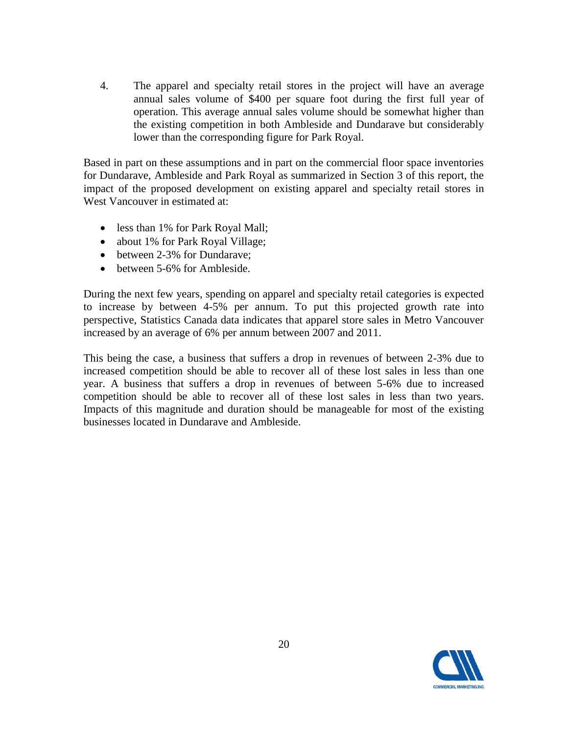4. The apparel and specialty retail stores in the project will have an average annual sales volume of $400 per square foot during the first full year of operation. This average annual sales volume should be somewhat higher than the existing competition in both Ambleside and Dundarave but considerably lower than the corresponding figure for Park Royal.

Based in part on these assumptions and in part on the commercial floor space inventories for Dundarave, Ambleside and Park Royal as summarized in Section 3 of this report, the impact of the proposed development on existing apparel and specialty retail stores in West Vancouver in estimated at:

- less than 1% for Park Royal Mall;
- about 1% for Park Royal Village;
- between 2-3% for Dundarave;
- between 5-6% for Ambleside.

During the next few years, spending on apparel and specialty retail categories is expected to increase by between 4-5% per annum. To put this projected growth rate into perspective, Statistics Canada data indicates that apparel store sales in Metro Vancouver increased by an average of 6% per annum between 2007 and 2011.

This being the case, a business that suffers a drop in revenues of between 2-3% due to increased competition should be able to recover all of these lost sales in less than one year. A business that suffers a drop in revenues of between 5-6% due to increased competition should be able to recover all of these lost sales in less than two years. Impacts of this magnitude and duration should be manageable for most of the existing businesses located in Dundarave and Ambleside.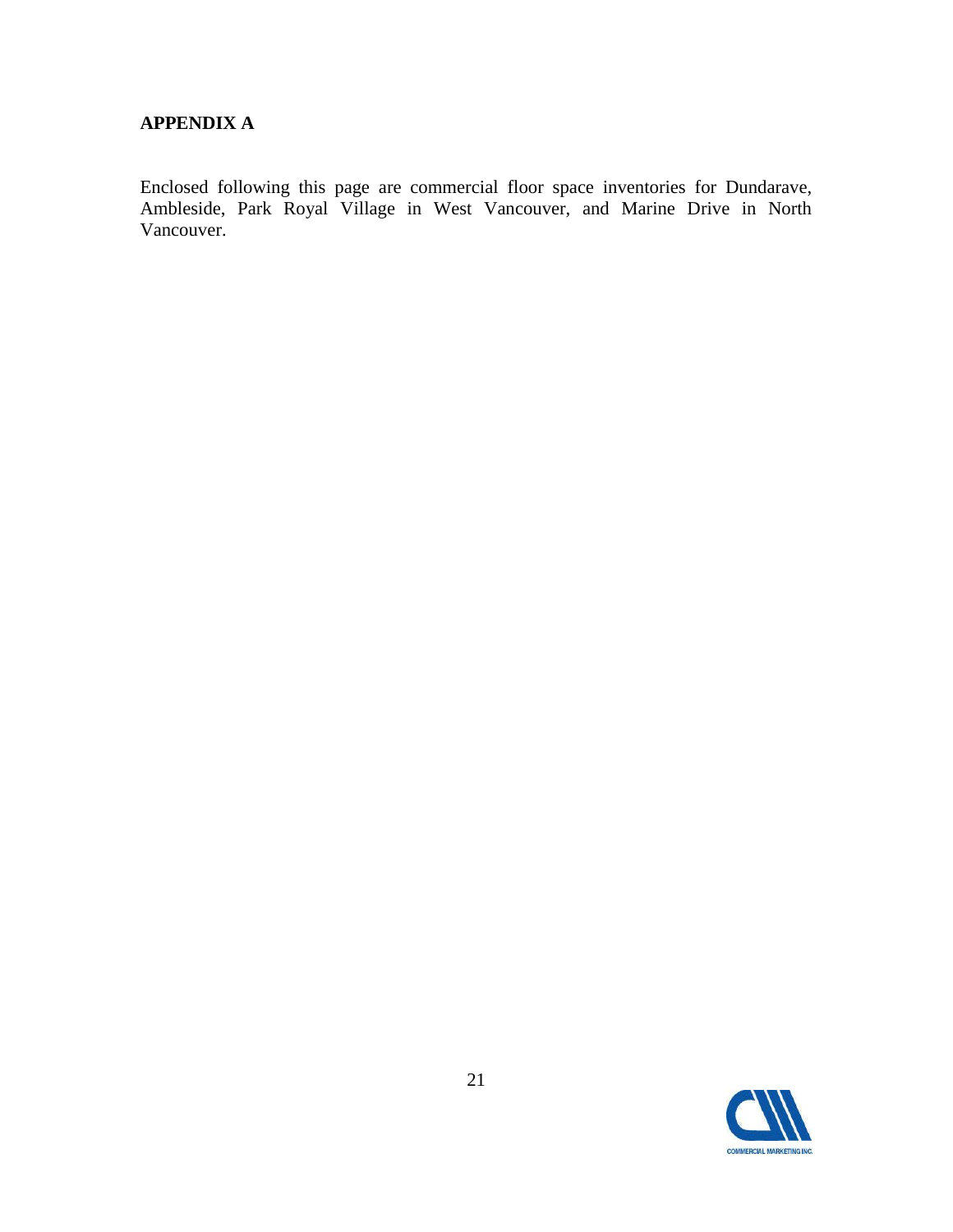## APPENDIX A

Enclosed following this page are commercial floor space inventories for Dundarave, Ambleside, Park Royal Village in West Vancouver, and Marine Drive in North Vancouver.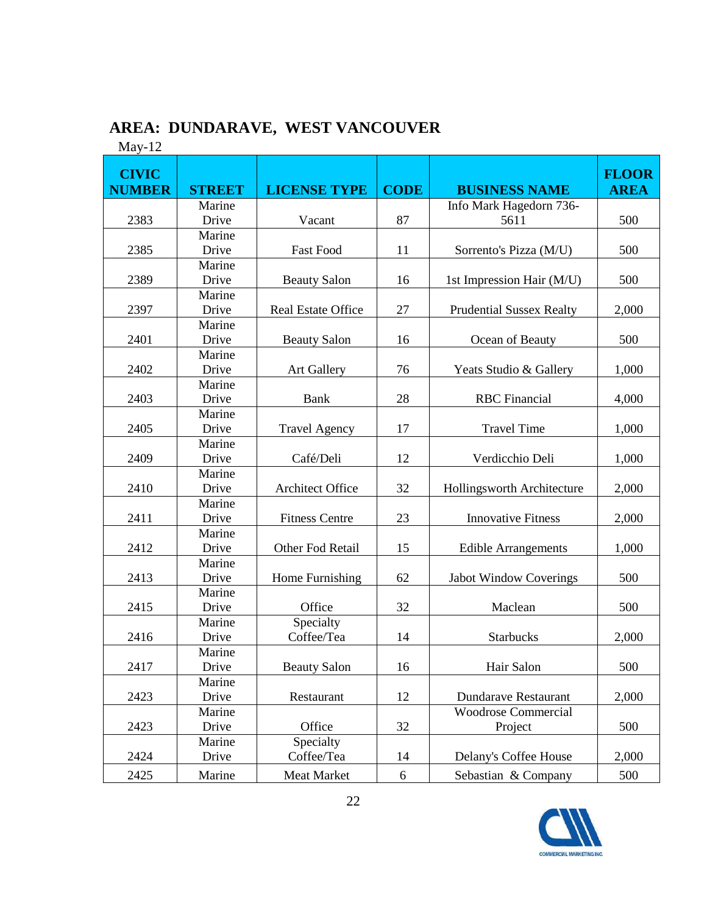## AREA: DUNDARAVE, WEST VANCOUVER

May-12

| CIVIC NUMBER | STREET | LICENSE TYPE | CODE | BUSINESS NAME | FLOOR AREA |
|---|---|---|---|---|---|
| 2383 | Marine Drive | Vacant | 87 | Info Mark Hagedorn 736-5611 | 500 |
| 2385 | Marine Drive | Fast Food | 11 | Sorrento's Pizza (M/U) | 500 |
| 2389 | Marine Drive | Beauty Salon | 16 | 1st Impression Hair (M/U) | 500 |
| 2397 | Marine Drive | Real Estate Office | 27 | Prudential Sussex Realty | 2,000 |
| 2401 | Marine Drive | Beauty Salon | 16 | Ocean of Beauty | 500 |
| 2402 | Marine Drive | Art Gallery | 76 | Yeats Studio & Gallery | 1,000 |
| 2403 | Marine Drive | Bank | 28 | RBC Financial | 4,000 |
| 2405 | Marine Drive | Travel Agency | 17 | Travel Time | 1,000 |
| 2409 | Marine Drive | Café/Deli | 12 | Verdicchio Deli | 1,000 |
| 2410 | Marine Drive | Architect Office | 32 | Hollingsworth Architecture | 2,000 |
| 2411 | Marine Drive | Fitness Centre | 23 | Innovative Fitness | 2,000 |
| 2412 | Marine Drive | Other Fod Retail | 15 | Edible Arrangements | 1,000 |
| 2413 | Marine Drive | Home Furnishing | 62 | Jabot Window Coverings | 500 |
| 2415 | Marine Drive | Office | 32 | Maclean | 500 |
| 2416 | Marine Drive | Specialty Coffee/Tea | 14 | Starbucks | 2,000 |
| 2417 | Marine Drive | Beauty Salon | 16 | Hair Salon | 500 |
| 2423 | Marine Drive | Restaurant | 12 | Dundarave Restaurant | 2,000 |
| 2423 | Marine Drive | Office | 32 | Woodrose Commercial Project | 500 |
| 2424 | Marine Drive | Specialty Coffee/Tea | 14 | Delany's Coffee House | 2,000 |
| 2425 | Marine | Meat Market | 6 | Sebastian & Company | 500 |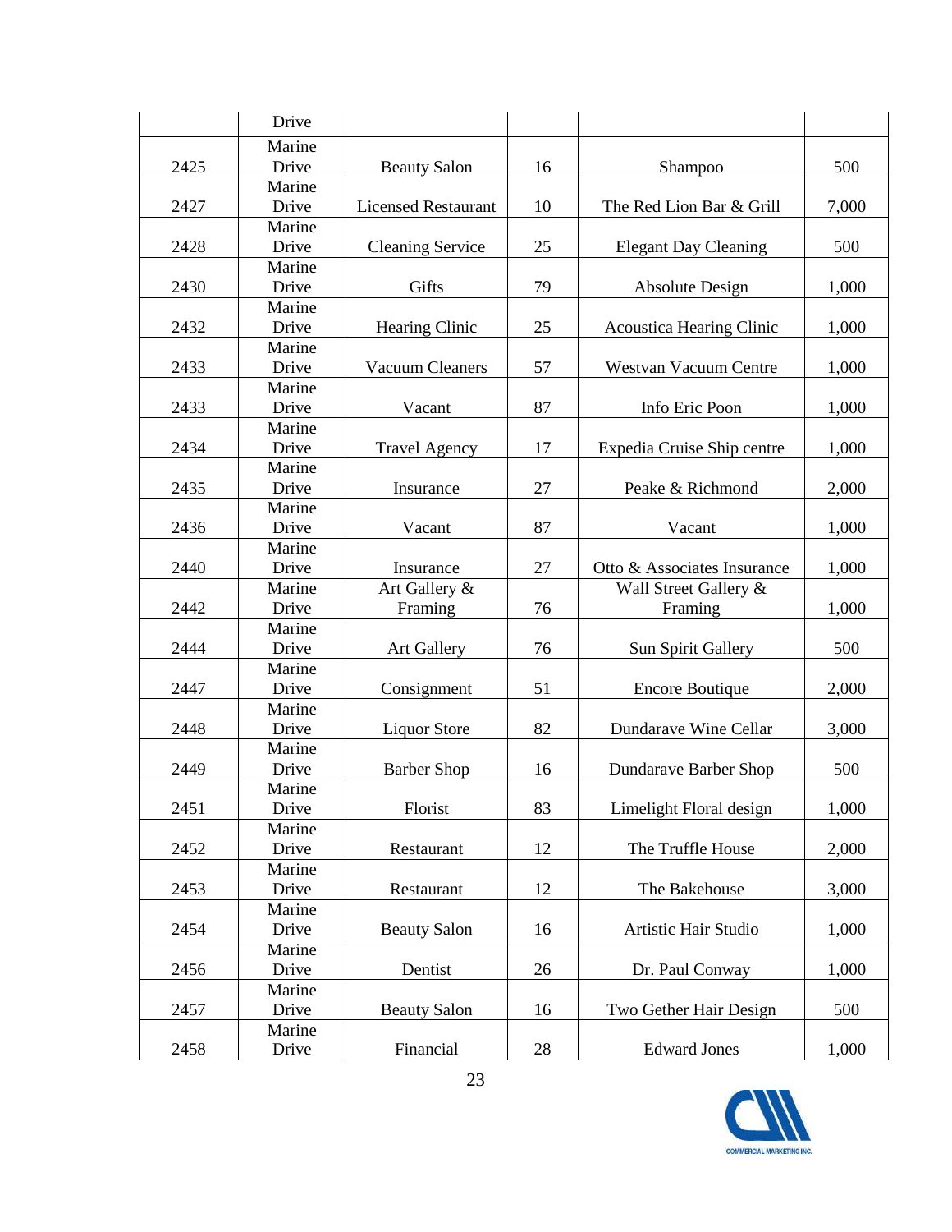| | Drive | | | | |
|---|---|---|---|---|---|
| 2425 | Marine Drive | Beauty Salon | 16 | Shampoo | 500 |
| 2427 | Marine Drive | Licensed Restaurant | 10 | The Red Lion Bar & Grill | 7,000 |
| 2428 | Marine Drive | Cleaning Service | 25 | Elegant Day Cleaning | 500 |
| 2430 | Marine Drive | Gifts | 79 | Absolute Design | 1,000 |
| 2432 | Marine Drive | Hearing Clinic | 25 | Acoustica Hearing Clinic | 1,000 |
| 2433 | Marine Drive | Vacuum Cleaners | 57 | Westvan Vacuum Centre | 1,000 |
| 2433 | Marine Drive | Vacant | 87 | Info Eric Poon | 1,000 |
| 2434 | Marine Drive | Travel Agency | 17 | Expedia Cruise Ship centre | 1,000 |
| 2435 | Marine Drive | Insurance | 27 | Peake & Richmond | 2,000 |
| 2436 | Marine Drive | Vacant | 87 | Vacant | 1,000 |
| 2440 | Marine Drive | Insurance | 27 | Otto & Associates Insurance | 1,000 |
| 2442 | Marine Drive | Art Gallery & Framing | 76 | Wall Street Gallery & Framing | 1,000 |
| 2444 | Marine Drive | Art Gallery | 76 | Sun Spirit Gallery | 500 |
| 2447 | Marine Drive | Consignment | 51 | Encore Boutique | 2,000 |
| 2448 | Marine Drive | Liquor Store | 82 | Dundarave Wine Cellar | 3,000 |
| 2449 | Marine Drive | Barber Shop | 16 | Dundarave Barber Shop | 500 |
| 2451 | Marine Drive | Florist | 83 | Limelight Floral design | 1,000 |
| 2452 | Marine Drive | Restaurant | 12 | The Truffle House | 2,000 |
| 2453 | Marine Drive | Restaurant | 12 | The Bakehouse | 3,000 |
| 2454 | Marine Drive | Beauty Salon | 16 | Artistic Hair Studio | 1,000 |
| 2456 | Marine Drive | Dentist | 26 | Dr. Paul Conway | 1,000 |
| 2457 | Marine Drive | Beauty Salon | 16 | Two Gether Hair Design | 500 |
| 2458 | Marine Drive | Financial | 28 | Edward Jones | 1,000 |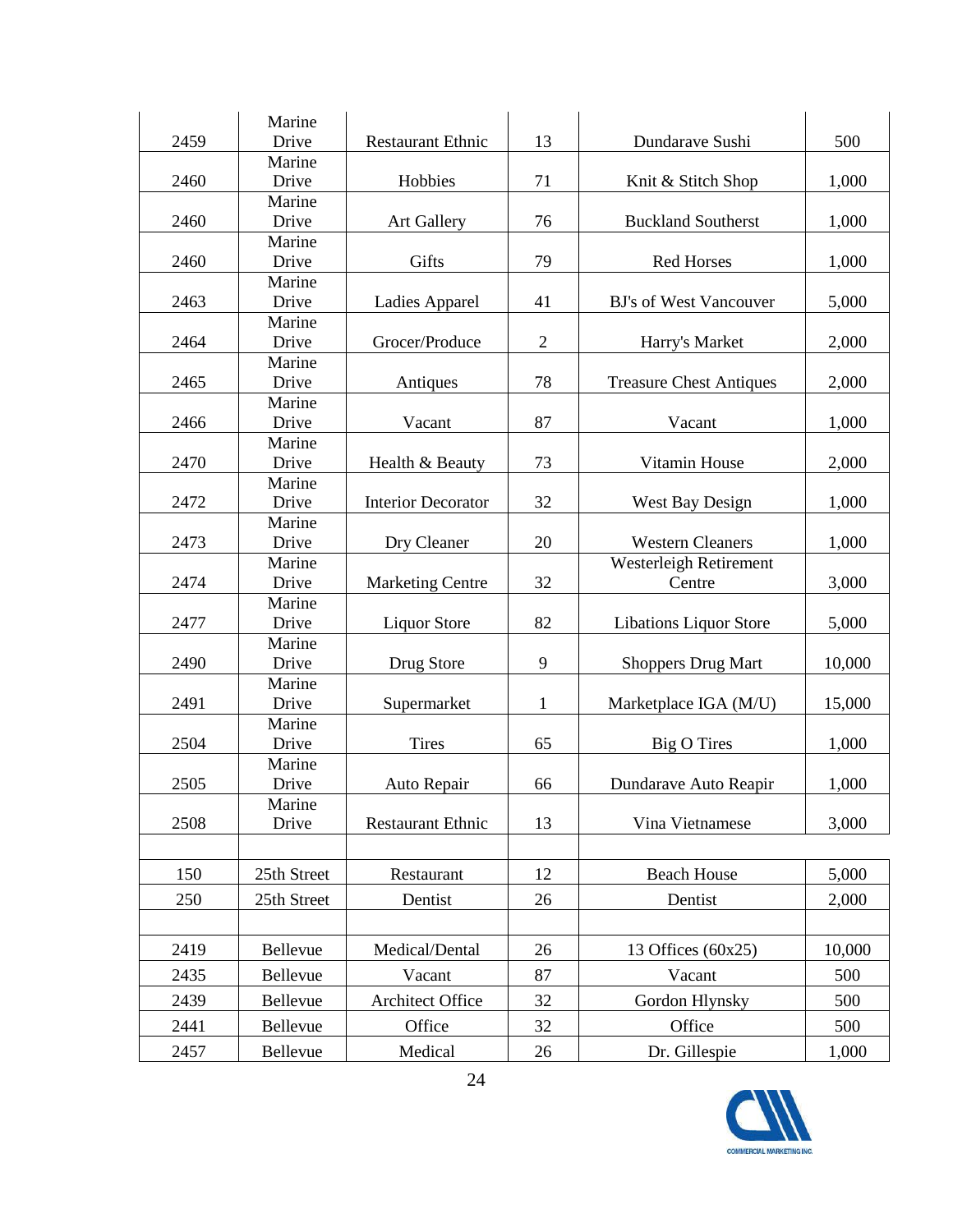| | | | | | |
|---|---|---|---|---|---|
| 2459 | Marine Drive | Restaurant Ethnic | 13 | Dundarave Sushi | 500 |
| 2460 | Marine Drive | Hobbies | 71 | Knit & Stitch Shop | 1,000 |
| 2460 | Marine Drive | Art Gallery | 76 | Buckland Southerst | 1,000 |
| 2460 | Marine Drive | Gifts | 79 | Red Horses | 1,000 |
| 2463 | Marine Drive | Ladies Apparel | 41 | BJ's of West Vancouver | 5,000 |
| 2464 | Marine Drive | Grocer/Produce | 2 | Harry's Market | 2,000 |
| 2465 | Marine Drive | Antiques | 78 | Treasure Chest Antiques | 2,000 |
| 2466 | Marine Drive | Vacant | 87 | Vacant | 1,000 |
| 2470 | Marine Drive | Health & Beauty | 73 | Vitamin House | 2,000 |
| 2472 | Marine Drive | Interior Decorator | 32 | West Bay Design | 1,000 |
| 2473 | Marine Drive | Dry Cleaner | 20 | Western Cleaners | 1,000 |
| 2474 | Marine Drive | Marketing Centre | 32 | Westerleigh Retirement Centre | 3,000 |
| 2477 | Marine Drive | Liquor Store | 82 | Libations Liquor Store | 5,000 |
| 2490 | Marine Drive | Drug Store | 9 | Shoppers Drug Mart | 10,000 |
| 2491 | Marine Drive | Supermarket | 1 | Marketplace IGA (M/U) | 15,000 |
| 2504 | Marine Drive | Tires | 65 | Big O Tires | 1,000 |
| 2505 | Marine Drive | Auto Repair | 66 | Dundarave Auto Reapir | 1,000 |
| 2508 | Marine Drive | Restaurant Ethnic | 13 | Vina Vietnamese | 3,000 |
| | | | | | |
| 150 | 25th Street | Restaurant | 12 | Beach House | 5,000 |
| 250 | 25th Street | Dentist | 26 | Dentist | 2,000 |
| | | | | | |
| 2419 | Bellevue | Medical/Dental | 26 | 13 Offices (60x25) | 10,000 |
| 2435 | Bellevue | Vacant | 87 | Vacant | 500 |
| 2439 | Bellevue | Architect Office | 32 | Gordon Hlynsky | 500 |
| 2441 | Bellevue | Office | 32 | Office | 500 |
| 2457 | Bellevue | Medical | 26 | Dr. Gillespie | 1,000 |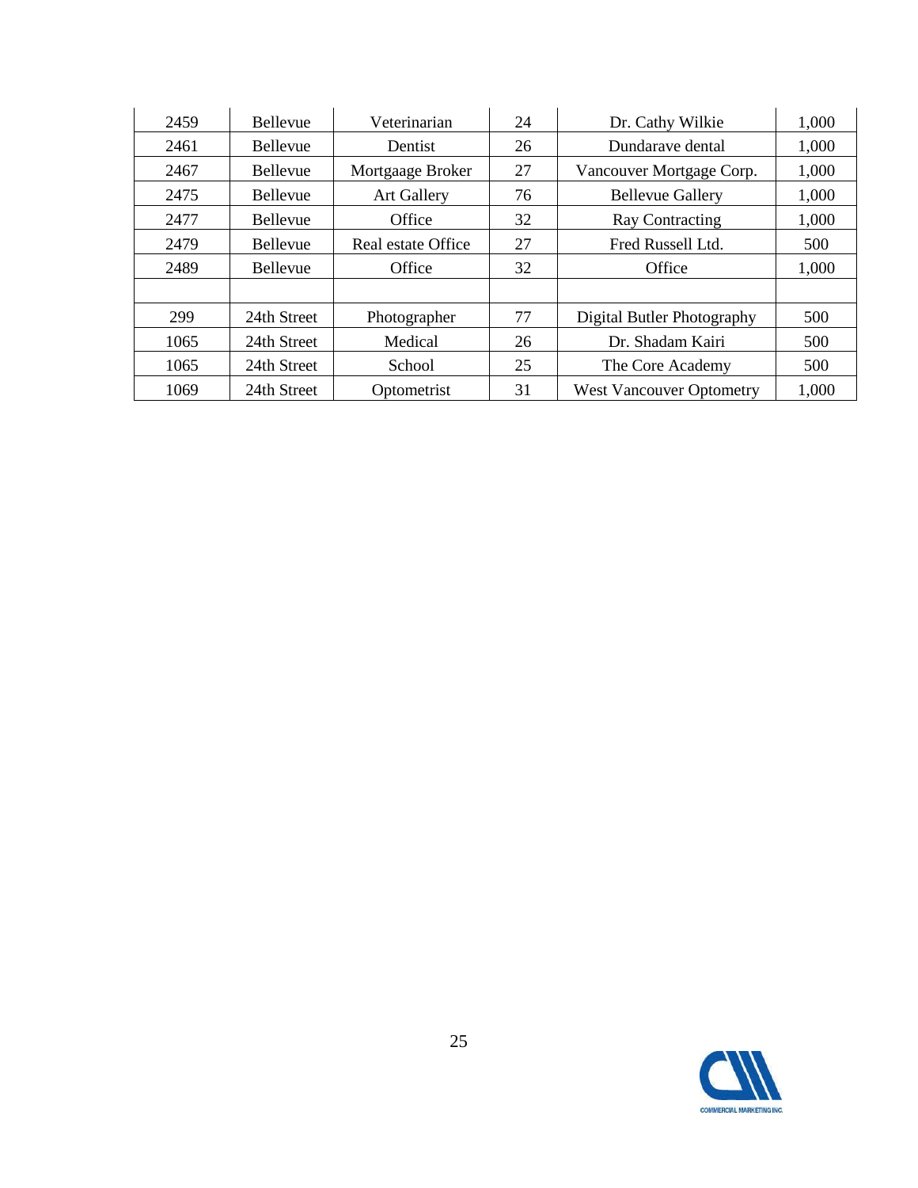| | | | | | |
|---|---|---|---|---|---|
| 2459 | Bellevue | Veterinarian | 24 | Dr. Cathy Wilkie | 1,000 |
| 2461 | Bellevue | Dentist | 26 | Dundarave dental | 1,000 |
| 2467 | Bellevue | Mortgaage Broker | 27 | Vancouver Mortgage Corp. | 1,000 |
| 2475 | Bellevue | Art Gallery | 76 | Bellevue Gallery | 1,000 |
| 2477 | Bellevue | Office | 32 | Ray Contracting | 1,000 |
| 2479 | Bellevue | Real estate Office | 27 | Fred Russell Ltd. | 500 |
| 2489 | Bellevue | Office | 32 | Office | 1,000 |
| | | | | | |
| 299 | 24th Street | Photographer | 77 | Digital Butler Photography | 500 |
| 1065 | 24th Street | Medical | 26 | Dr. Shadam Kairi | 500 |
| 1065 | 24th Street | School | 25 | The Core Academy | 500 |
| 1069 | 24th Street | Optometrist | 31 | West Vancouver Optometry | 1,000 |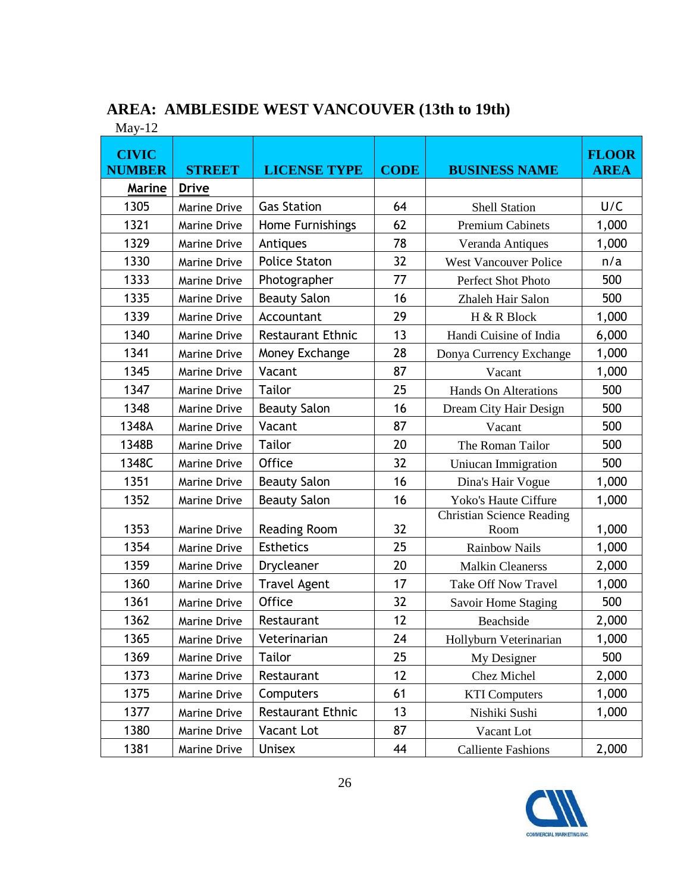## AREA: AMBLESIDE WEST VANCOUVER (13th to 19th)

May-12

| CIVIC NUMBER | STREET | LICENSE TYPE | CODE | BUSINESS NAME | FLOOR AREA |
|---|---|---|---|---|---|
| **Marine** | **Drive** | | | | |
| 1305 | Marine Drive | Gas Station | 64 | Shell Station | U/C |
| 1321 | Marine Drive | Home Furnishings | 62 | Premium Cabinets | 1,000 |
| 1329 | Marine Drive | Antiques | 78 | Veranda Antiques | 1,000 |
| 1330 | Marine Drive | Police Staton | 32 | West Vancouver Police | n/a |
| 1333 | Marine Drive | Photographer | 77 | Perfect Shot Photo | 500 |
| 1335 | Marine Drive | Beauty Salon | 16 | Zhaleh Hair Salon | 500 |
| 1339 | Marine Drive | Accountant | 29 | H & R Block | 1,000 |
| 1340 | Marine Drive | Restaurant Ethnic | 13 | Handi Cuisine of India | 6,000 |
| 1341 | Marine Drive | Money Exchange | 28 | Donya Currency Exchange | 1,000 |
| 1345 | Marine Drive | Vacant | 87 | Vacant | 1,000 |
| 1347 | Marine Drive | Tailor | 25 | Hands On Alterations | 500 |
| 1348 | Marine Drive | Beauty Salon | 16 | Dream City Hair Design | 500 |
| 1348A | Marine Drive | Vacant | 87 | Vacant | 500 |
| 1348B | Marine Drive | Tailor | 20 | The Roman Tailor | 500 |
| 1348C | Marine Drive | Office | 32 | Uniucan Immigration | 500 |
| 1351 | Marine Drive | Beauty Salon | 16 | Dina's Hair Vogue | 1,000 |
| 1352 | Marine Drive | Beauty Salon | 16 | Yoko's Haute Ciffure | 1,000 |
| 1353 | Marine Drive | Reading Room | 32 | Christian Science Reading Room | 1,000 |
| 1354 | Marine Drive | Esthetics | 25 | Rainbow Nails | 1,000 |
| 1359 | Marine Drive | Drycleaner | 20 | Malkin Cleanerss | 2,000 |
| 1360 | Marine Drive | Travel Agent | 17 | Take Off Now Travel | 1,000 |
| 1361 | Marine Drive | Office | 32 | Savoir Home Staging | 500 |
| 1362 | Marine Drive | Restaurant | 12 | Beachside | 2,000 |
| 1365 | Marine Drive | Veterinarian | 24 | Hollyburn Veterinarian | 1,000 |
| 1369 | Marine Drive | Tailor | 25 | My Designer | 500 |
| 1373 | Marine Drive | Restaurant | 12 | Chez Michel | 2,000 |
| 1375 | Marine Drive | Computers | 61 | KTI Computers | 1,000 |
| 1377 | Marine Drive | Restaurant Ethnic | 13 | Nishiki Sushi | 1,000 |
| 1380 | Marine Drive | Vacant Lot | 87 | Vacant Lot | |
| 1381 | Marine Drive | Unisex | 44 | Calliente Fashions | 2,000 |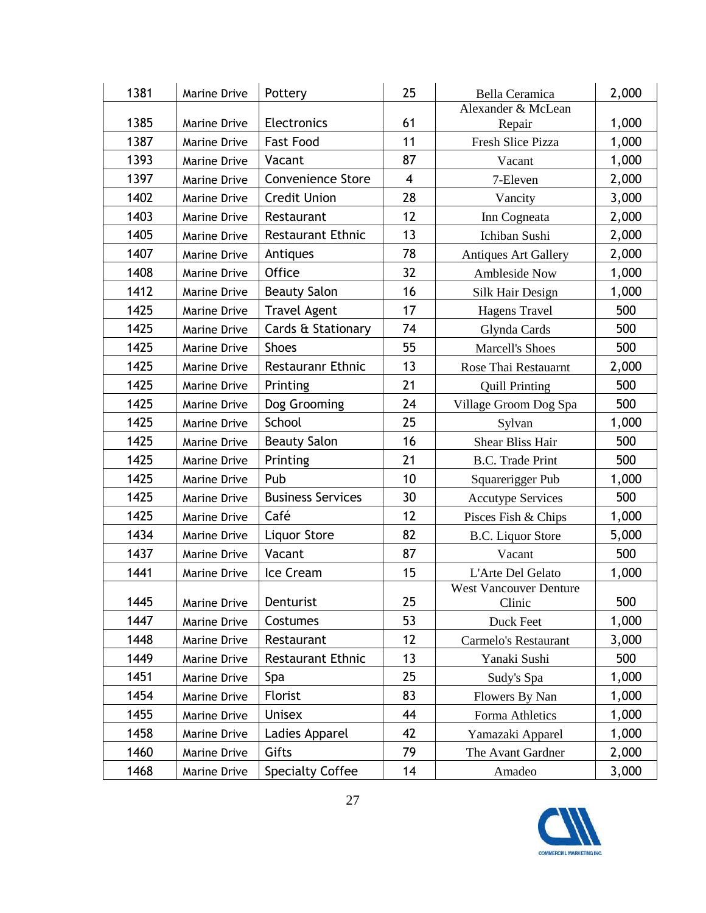| 1381 | Marine Drive | Pottery | 25 | Bella Ceramica | 2,000 |
|---|---|---|---|---|---|
| 1385 | Marine Drive | Electronics | 61 | Alexander & McLean Repair | 1,000 |
| 1387 | Marine Drive | Fast Food | 11 | Fresh Slice Pizza | 1,000 |
| 1393 | Marine Drive | Vacant | 87 | Vacant | 1,000 |
| 1397 | Marine Drive | Convenience Store | 4 | 7-Eleven | 2,000 |
| 1402 | Marine Drive | Credit Union | 28 | Vancity | 3,000 |
| 1403 | Marine Drive | Restaurant | 12 | Inn Cogneata | 2,000 |
| 1405 | Marine Drive | Restaurant Ethnic | 13 | Ichiban Sushi | 2,000 |
| 1407 | Marine Drive | Antiques | 78 | Antiques Art Gallery | 2,000 |
| 1408 | Marine Drive | Office | 32 | Ambleside Now | 1,000 |
| 1412 | Marine Drive | Beauty Salon | 16 | Silk Hair Design | 1,000 |
| 1425 | Marine Drive | Travel Agent | 17 | Hagens Travel | 500 |
| 1425 | Marine Drive | Cards & Stationary | 74 | Glynda Cards | 500 |
| 1425 | Marine Drive | Shoes | 55 | Marcell's Shoes | 500 |
| 1425 | Marine Drive | Restauranr Ethnic | 13 | Rose Thai Restauarnt | 2,000 |
| 1425 | Marine Drive | Printing | 21 | Quill Printing | 500 |
| 1425 | Marine Drive | Dog Grooming | 24 | Village Groom Dog Spa | 500 |
| 1425 | Marine Drive | School | 25 | Sylvan | 1,000 |
| 1425 | Marine Drive | Beauty Salon | 16 | Shear Bliss Hair | 500 |
| 1425 | Marine Drive | Printing | 21 | B.C. Trade Print | 500 |
| 1425 | Marine Drive | Pub | 10 | Squarerigger Pub | 1,000 |
| 1425 | Marine Drive | Business Services | 30 | Accutype Services | 500 |
| 1425 | Marine Drive | Café | 12 | Pisces Fish & Chips | 1,000 |
| 1434 | Marine Drive | Liquor Store | 82 | B.C. Liquor Store | 5,000 |
| 1437 | Marine Drive | Vacant | 87 | Vacant | 500 |
| 1441 | Marine Drive | Ice Cream | 15 | L'Arte Del Gelato | 1,000 |
| 1445 | Marine Drive | Denturist | 25 | West Vancouver Denture Clinic | 500 |
| 1447 | Marine Drive | Costumes | 53 | Duck Feet | 1,000 |
| 1448 | Marine Drive | Restaurant | 12 | Carmelo's Restaurant | 3,000 |
| 1449 | Marine Drive | Restaurant Ethnic | 13 | Yanaki Sushi | 500 |
| 1451 | Marine Drive | Spa | 25 | Sudy's Spa | 1,000 |
| 1454 | Marine Drive | Florist | 83 | Flowers By Nan | 1,000 |
| 1455 | Marine Drive | Unisex | 44 | Forma Athletics | 1,000 |
| 1458 | Marine Drive | Ladies Apparel | 42 | Yamazaki Apparel | 1,000 |
| 1460 | Marine Drive | Gifts | 79 | The Avant Gardner | 2,000 |
| 1468 | Marine Drive | Specialty Coffee | 14 | Amadeo | 3,000 |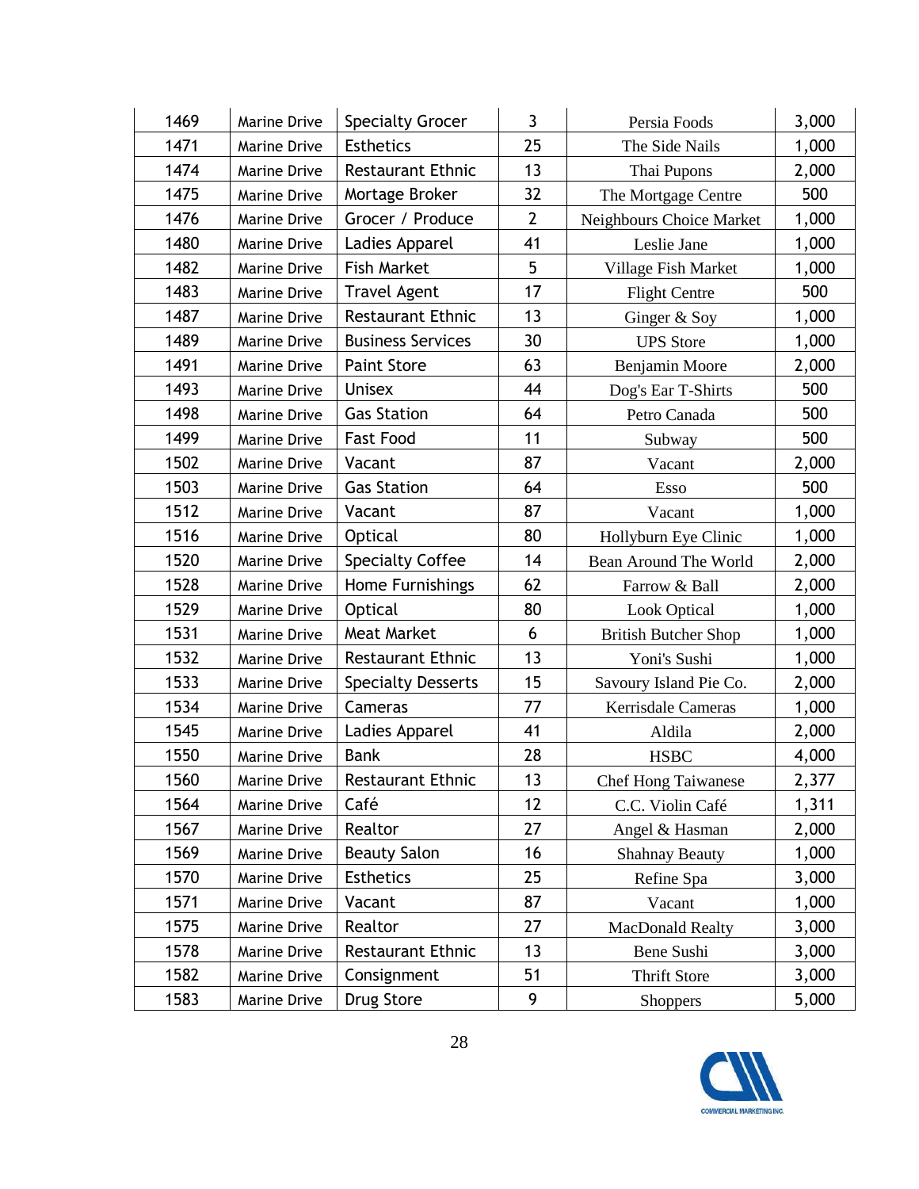| 1469 | Marine Drive | Specialty Grocer | 3 | Persia Foods | 3,000 |
|---|---|---|---|---|---|
| 1471 | Marine Drive | Esthetics | 25 | The Side Nails | 1,000 |
| 1474 | Marine Drive | Restaurant Ethnic | 13 | Thai Pupons | 2,000 |
| 1475 | Marine Drive | Mortage Broker | 32 | The Mortgage Centre | 500 |
| 1476 | Marine Drive | Grocer / Produce | 2 | Neighbours Choice Market | 1,000 |
| 1480 | Marine Drive | Ladies Apparel | 41 | Leslie Jane | 1,000 |
| 1482 | Marine Drive | Fish Market | 5 | Village Fish Market | 1,000 |
| 1483 | Marine Drive | Travel Agent | 17 | Flight Centre | 500 |
| 1487 | Marine Drive | Restaurant Ethnic | 13 | Ginger & Soy | 1,000 |
| 1489 | Marine Drive | Business Services | 30 | UPS Store | 1,000 |
| 1491 | Marine Drive | Paint Store | 63 | Benjamin Moore | 2,000 |
| 1493 | Marine Drive | Unisex | 44 | Dog's Ear T-Shirts | 500 |
| 1498 | Marine Drive | Gas Station | 64 | Petro Canada | 500 |
| 1499 | Marine Drive | Fast Food | 11 | Subway | 500 |
| 1502 | Marine Drive | Vacant | 87 | Vacant | 2,000 |
| 1503 | Marine Drive | Gas Station | 64 | Esso | 500 |
| 1512 | Marine Drive | Vacant | 87 | Vacant | 1,000 |
| 1516 | Marine Drive | Optical | 80 | Hollyburn Eye Clinic | 1,000 |
| 1520 | Marine Drive | Specialty Coffee | 14 | Bean Around The World | 2,000 |
| 1528 | Marine Drive | Home Furnishings | 62 | Farrow & Ball | 2,000 |
| 1529 | Marine Drive | Optical | 80 | Look Optical | 1,000 |
| 1531 | Marine Drive | Meat Market | 6 | British Butcher Shop | 1,000 |
| 1532 | Marine Drive | Restaurant Ethnic | 13 | Yoni's Sushi | 1,000 |
| 1533 | Marine Drive | Specialty Desserts | 15 | Savoury Island Pie Co. | 2,000 |
| 1534 | Marine Drive | Cameras | 77 | Kerrisdale Cameras | 1,000 |
| 1545 | Marine Drive | Ladies Apparel | 41 | Aldila | 2,000 |
| 1550 | Marine Drive | Bank | 28 | HSBC | 4,000 |
| 1560 | Marine Drive | Restaurant Ethnic | 13 | Chef Hong Taiwanese | 2,377 |
| 1564 | Marine Drive | Café | 12 | C.C. Violin Café | 1,311 |
| 1567 | Marine Drive | Realtor | 27 | Angel & Hasman | 2,000 |
| 1569 | Marine Drive | Beauty Salon | 16 | Shahnay Beauty | 1,000 |
| 1570 | Marine Drive | Esthetics | 25 | Refine Spa | 3,000 |
| 1571 | Marine Drive | Vacant | 87 | Vacant | 1,000 |
| 1575 | Marine Drive | Realtor | 27 | MacDonald Realty | 3,000 |
| 1578 | Marine Drive | Restaurant Ethnic | 13 | Bene Sushi | 3,000 |
| 1582 | Marine Drive | Consignment | 51 | Thrift Store | 3,000 |
| 1583 | Marine Drive | Drug Store | 9 | Shoppers | 5,000 |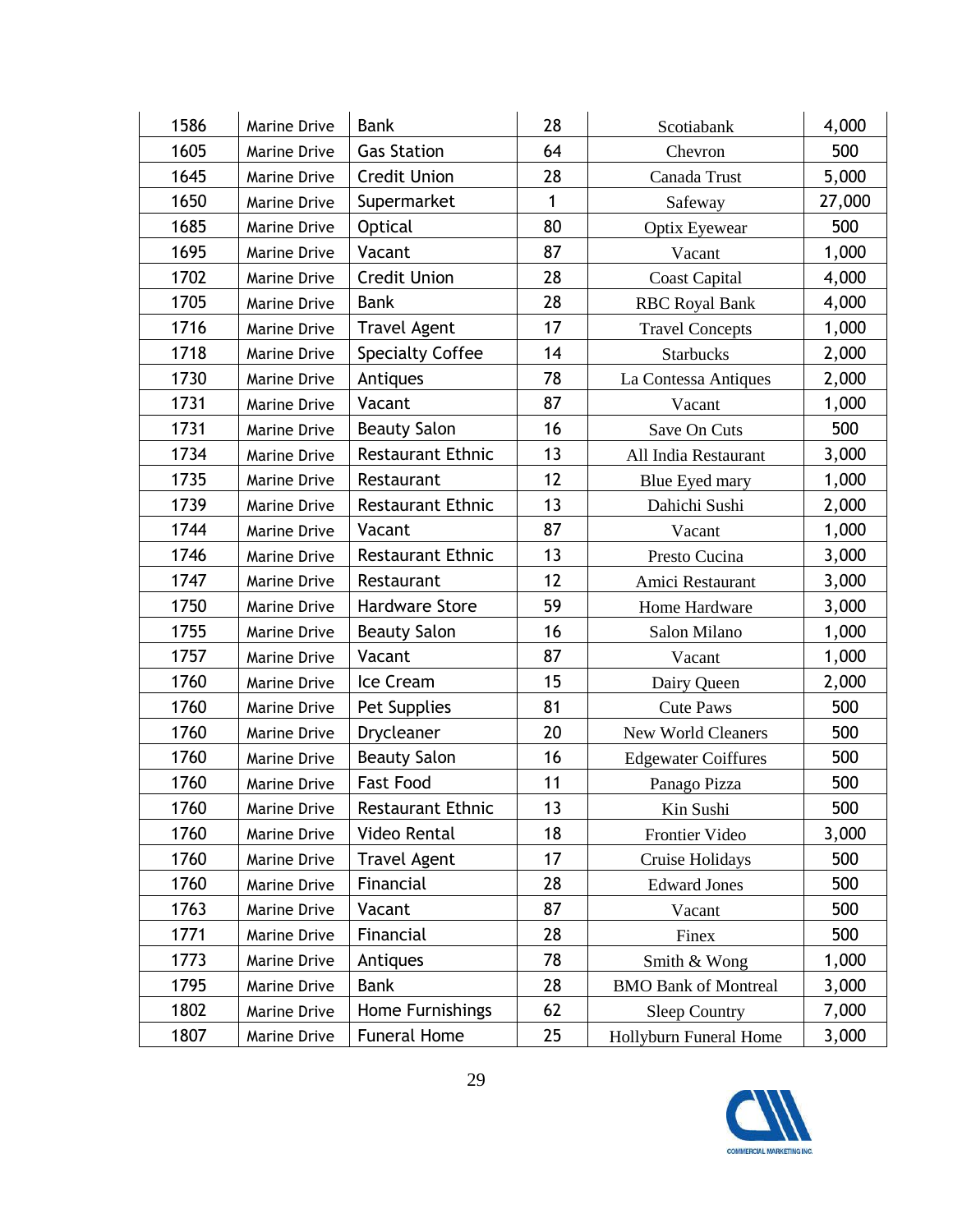| 1586 | Marine Drive | Bank | 28 | Scotiabank | 4,000 |
|---|---|---|---|---|---|
| 1605 | Marine Drive | Gas Station | 64 | Chevron | 500 |
| 1645 | Marine Drive | Credit Union | 28 | Canada Trust | 5,000 |
| 1650 | Marine Drive | Supermarket | 1 | Safeway | 27,000 |
| 1685 | Marine Drive | Optical | 80 | Optix Eyewear | 500 |
| 1695 | Marine Drive | Vacant | 87 | Vacant | 1,000 |
| 1702 | Marine Drive | Credit Union | 28 | Coast Capital | 4,000 |
| 1705 | Marine Drive | Bank | 28 | RBC Royal Bank | 4,000 |
| 1716 | Marine Drive | Travel Agent | 17 | Travel Concepts | 1,000 |
| 1718 | Marine Drive | Specialty Coffee | 14 | Starbucks | 2,000 |
| 1730 | Marine Drive | Antiques | 78 | La Contessa Antiques | 2,000 |
| 1731 | Marine Drive | Vacant | 87 | Vacant | 1,000 |
| 1731 | Marine Drive | Beauty Salon | 16 | Save On Cuts | 500 |
| 1734 | Marine Drive | Restaurant Ethnic | 13 | All India Restaurant | 3,000 |
| 1735 | Marine Drive | Restaurant | 12 | Blue Eyed mary | 1,000 |
| 1739 | Marine Drive | Restaurant Ethnic | 13 | Dahichi Sushi | 2,000 |
| 1744 | Marine Drive | Vacant | 87 | Vacant | 1,000 |
| 1746 | Marine Drive | Restaurant Ethnic | 13 | Presto Cucina | 3,000 |
| 1747 | Marine Drive | Restaurant | 12 | Amici Restaurant | 3,000 |
| 1750 | Marine Drive | Hardware Store | 59 | Home Hardware | 3,000 |
| 1755 | Marine Drive | Beauty Salon | 16 | Salon Milano | 1,000 |
| 1757 | Marine Drive | Vacant | 87 | Vacant | 1,000 |
| 1760 | Marine Drive | Ice Cream | 15 | Dairy Queen | 2,000 |
| 1760 | Marine Drive | Pet Supplies | 81 | Cute Paws | 500 |
| 1760 | Marine Drive | Drycleaner | 20 | New World Cleaners | 500 |
| 1760 | Marine Drive | Beauty Salon | 16 | Edgewater Coiffures | 500 |
| 1760 | Marine Drive | Fast Food | 11 | Panago Pizza | 500 |
| 1760 | Marine Drive | Restaurant Ethnic | 13 | Kin Sushi | 500 |
| 1760 | Marine Drive | Video Rental | 18 | Frontier Video | 3,000 |
| 1760 | Marine Drive | Travel Agent | 17 | Cruise Holidays | 500 |
| 1760 | Marine Drive | Financial | 28 | Edward Jones | 500 |
| 1763 | Marine Drive | Vacant | 87 | Vacant | 500 |
| 1771 | Marine Drive | Financial | 28 | Finex | 500 |
| 1773 | Marine Drive | Antiques | 78 | Smith & Wong | 1,000 |
| 1795 | Marine Drive | Bank | 28 | BMO Bank of Montreal | 3,000 |
| 1802 | Marine Drive | Home Furnishings | 62 | Sleep Country | 7,000 |
| 1807 | Marine Drive | Funeral Home | 25 | Hollyburn Funeral Home | 3,000 |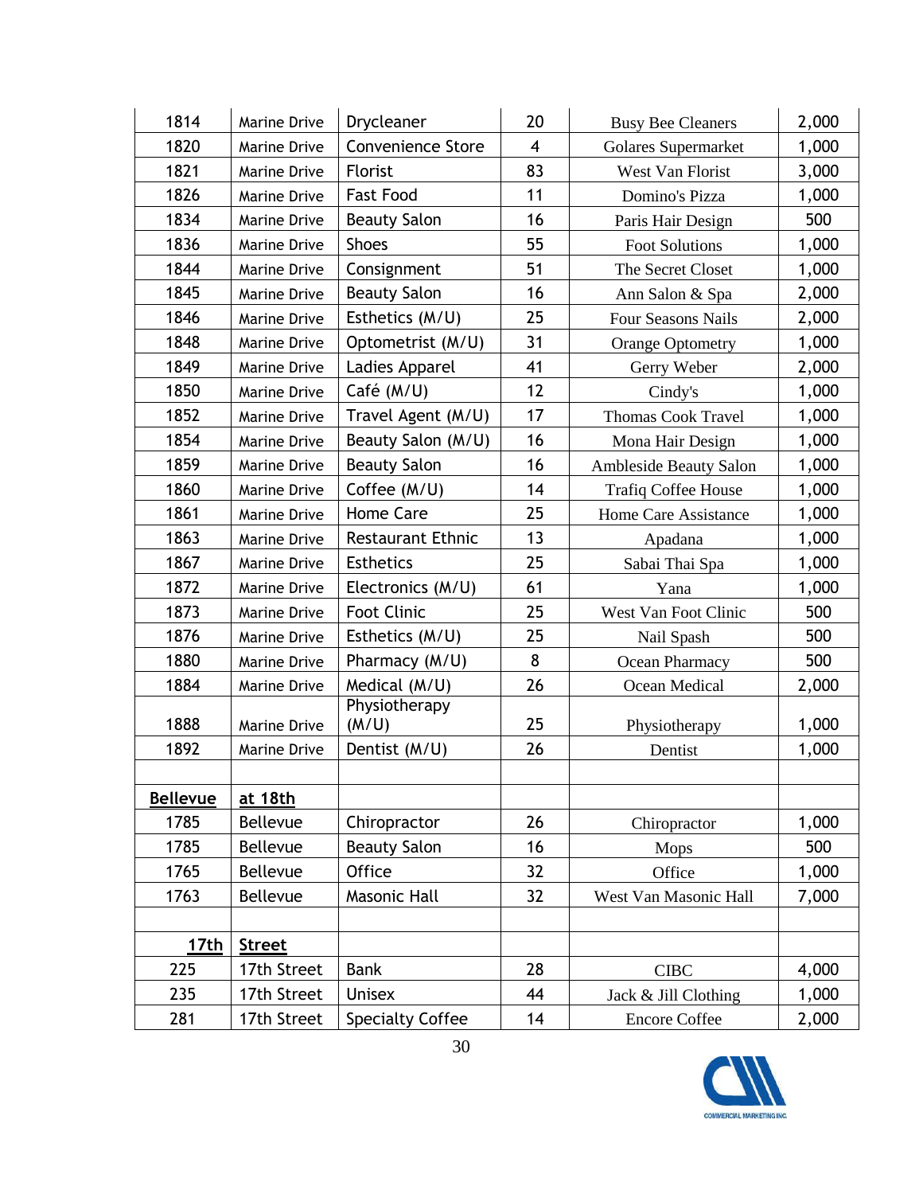| 1814 | Marine Drive | Drycleaner | 20 | Busy Bee Cleaners | 2,000 |
|---|---|---|---|---|---|
| 1820 | Marine Drive | Convenience Store | 4 | Golares Supermarket | 1,000 |
| 1821 | Marine Drive | Florist | 83 | West Van Florist | 3,000 |
| 1826 | Marine Drive | Fast Food | 11 | Domino's Pizza | 1,000 |
| 1834 | Marine Drive | Beauty Salon | 16 | Paris Hair Design | 500 |
| 1836 | Marine Drive | Shoes | 55 | Foot Solutions | 1,000 |
| 1844 | Marine Drive | Consignment | 51 | The Secret Closet | 1,000 |
| 1845 | Marine Drive | Beauty Salon | 16 | Ann Salon & Spa | 2,000 |
| 1846 | Marine Drive | Esthetics (M/U) | 25 | Four Seasons Nails | 2,000 |
| 1848 | Marine Drive | Optometrist (M/U) | 31 | Orange Optometry | 1,000 |
| 1849 | Marine Drive | Ladies Apparel | 41 | Gerry Weber | 2,000 |
| 1850 | Marine Drive | Café (M/U) | 12 | Cindy's | 1,000 |
| 1852 | Marine Drive | Travel Agent (M/U) | 17 | Thomas Cook Travel | 1,000 |
| 1854 | Marine Drive | Beauty Salon (M/U) | 16 | Mona Hair Design | 1,000 |
| 1859 | Marine Drive | Beauty Salon | 16 | Ambleside Beauty Salon | 1,000 |
| 1860 | Marine Drive | Coffee (M/U) | 14 | Trafiq Coffee House | 1,000 |
| 1861 | Marine Drive | Home Care | 25 | Home Care Assistance | 1,000 |
| 1863 | Marine Drive | Restaurant Ethnic | 13 | Apadana | 1,000 |
| 1867 | Marine Drive | Esthetics | 25 | Sabai Thai Spa | 1,000 |
| 1872 | Marine Drive | Electronics (M/U) | 61 | Yana | 1,000 |
| 1873 | Marine Drive | Foot Clinic | 25 | West Van Foot Clinic | 500 |
| 1876 | Marine Drive | Esthetics (M/U) | 25 | Nail Spash | 500 |
| 1880 | Marine Drive | Pharmacy (M/U) | 8 | Ocean Pharmacy | 500 |
| 1884 | Marine Drive | Medical (M/U) | 26 | Ocean Medical | 2,000 |
| 1888 | Marine Drive | Physiotherapy (M/U) | 25 | Physiotherapy | 1,000 |
| 1892 | Marine Drive | Dentist (M/U) | 26 | Dentist | 1,000 |
| | | | | | |
| **Bellevue** | **at 18th** | | | | |
| 1785 | Bellevue | Chiropractor | 26 | Chiropractor | 1,000 |
| 1785 | Bellevue | Beauty Salon | 16 | Mops | 500 |
| 1765 | Bellevue | Office | 32 | Office | 1,000 |
| 1763 | Bellevue | Masonic Hall | 32 | West Van Masonic Hall | 7,000 |
| | | | | | |
| **17th** | **Street** | | | | |
| 225 | 17th Street | Bank | 28 | CIBC | 4,000 |
| 235 | 17th Street | Unisex | 44 | Jack & Jill Clothing | 1,000 |
| 281 | 17th Street | Specialty Coffee | 14 | Encore Coffee | 2,000 |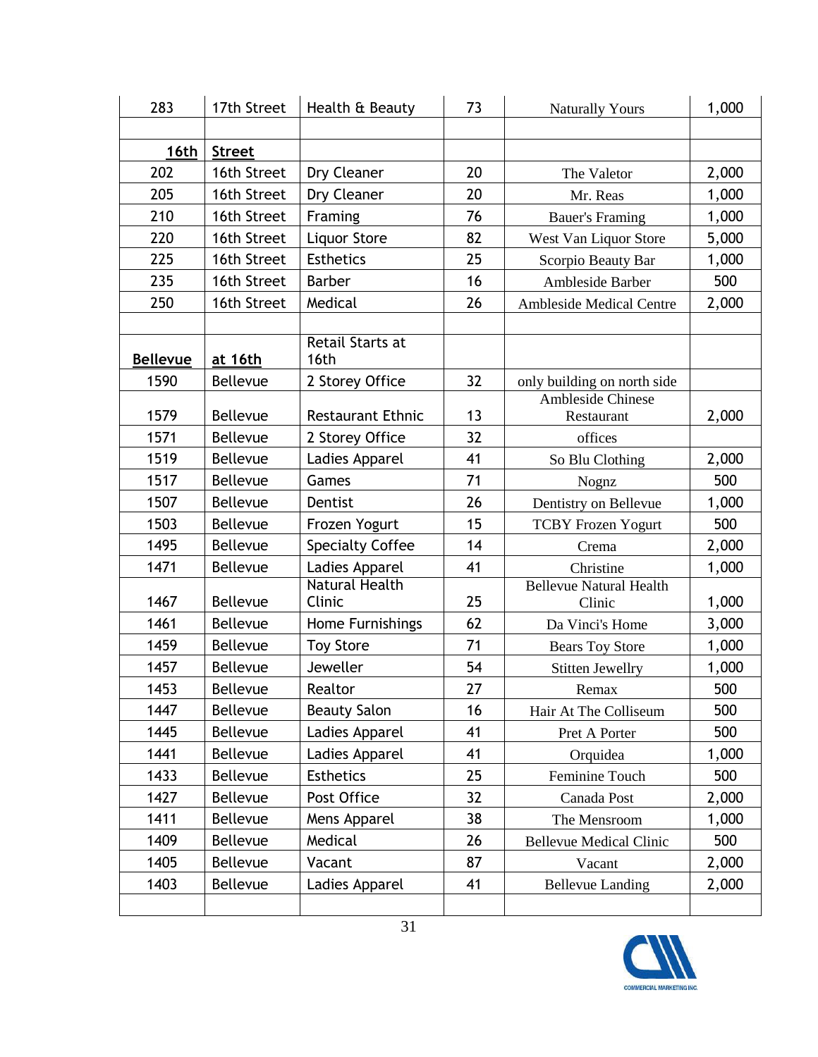| 283 | 17th Street | Health & Beauty | 73 | Naturally Yours | 1,000 |
|---|---|---|---|---|---|
| | | | | | |
| **16th** | **Street** | | | | |
| 202 | 16th Street | Dry Cleaner | 20 | The Valetor | 2,000 |
| 205 | 16th Street | Dry Cleaner | 20 | Mr. Reas | 1,000 |
| 210 | 16th Street | Framing | 76 | Bauer's Framing | 1,000 |
| 220 | 16th Street | Liquor Store | 82 | West Van Liquor Store | 5,000 |
| 225 | 16th Street | Esthetics | 25 | Scorpio Beauty Bar | 1,000 |
| 235 | 16th Street | Barber | 16 | Ambleside Barber | 500 |
| 250 | 16th Street | Medical | 26 | Ambleside Medical Centre | 2,000 |
| | | | | | |
| **Bellevue** | **at 16th** | Retail Starts at 16th | | | |
| 1590 | Bellevue | 2 Storey Office | 32 | only building on north side | |
| 1579 | Bellevue | Restaurant Ethnic | 13 | Ambleside Chinese Restaurant | 2,000 |
| 1571 | Bellevue | 2 Storey Office | 32 | offices | |
| 1519 | Bellevue | Ladies Apparel | 41 | So Blu Clothing | 2,000 |
| 1517 | Bellevue | Games | 71 | Nognz | 500 |
| 1507 | Bellevue | Dentist | 26 | Dentistry on Bellevue | 1,000 |
| 1503 | Bellevue | Frozen Yogurt | 15 | TCBY Frozen Yogurt | 500 |
| 1495 | Bellevue | Specialty Coffee | 14 | Crema | 2,000 |
| 1471 | Bellevue | Ladies Apparel | 41 | Christine | 1,000 |
| 1467 | Bellevue | Natural Health Clinic | 25 | Bellevue Natural Health Clinic | 1,000 |
| 1461 | Bellevue | Home Furnishings | 62 | Da Vinci's Home | 3,000 |
| 1459 | Bellevue | Toy Store | 71 | Bears Toy Store | 1,000 |
| 1457 | Bellevue | Jeweller | 54 | Stitten Jewellry | 1,000 |
| 1453 | Bellevue | Realtor | 27 | Remax | 500 |
| 1447 | Bellevue | Beauty Salon | 16 | Hair At The Colliseum | 500 |
| 1445 | Bellevue | Ladies Apparel | 41 | Pret A Porter | 500 |
| 1441 | Bellevue | Ladies Apparel | 41 | Orquidea | 1,000 |
| 1433 | Bellevue | Esthetics | 25 | Feminine Touch | 500 |
| 1427 | Bellevue | Post Office | 32 | Canada Post | 2,000 |
| 1411 | Bellevue | Mens Apparel | 38 | The Mensroom | 1,000 |
| 1409 | Bellevue | Medical | 26 | Bellevue Medical Clinic | 500 |
| 1405 | Bellevue | Vacant | 87 | Vacant | 2,000 |
| 1403 | Bellevue | Ladies Apparel | 41 | Bellevue Landing | 2,000 |
| | | | | | |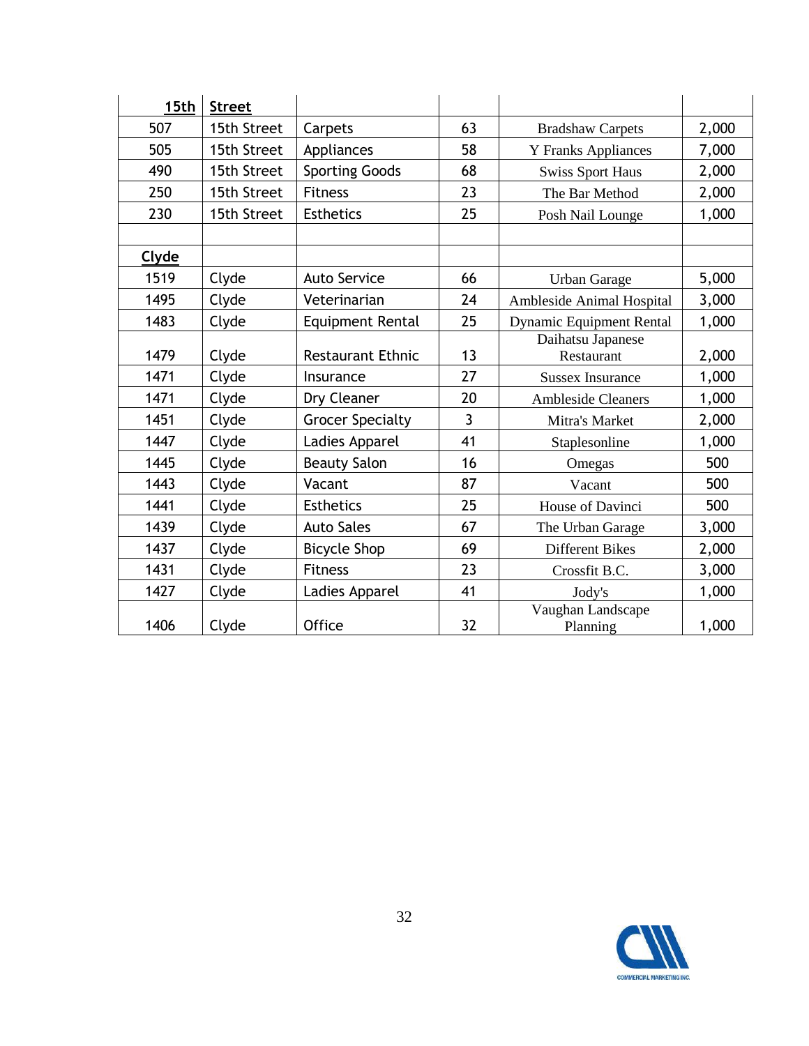| **15th** | **Street** | | | | |
|---|---|---|---|---|---|
| 507 | 15th Street | Carpets | 63 | Bradshaw Carpets | 2,000 |
| 505 | 15th Street | Appliances | 58 | Y Franks Appliances | 7,000 |
| 490 | 15th Street | Sporting Goods | 68 | Swiss Sport Haus | 2,000 |
| 250 | 15th Street | Fitness | 23 | The Bar Method | 2,000 |
| 230 | 15th Street | Esthetics | 25 | Posh Nail Lounge | 1,000 |
| | | | | | |
| **Clyde** | | | | | |
| 1519 | Clyde | Auto Service | 66 | Urban Garage | 5,000 |
| 1495 | Clyde | Veterinarian | 24 | Ambleside Animal Hospital | 3,000 |
| 1483 | Clyde | Equipment Rental | 25 | Dynamic Equipment Rental | 1,000 |
| 1479 | Clyde | Restaurant Ethnic | 13 | Daihatsu Japanese Restaurant | 2,000 |
| 1471 | Clyde | Insurance | 27 | Sussex Insurance | 1,000 |
| 1471 | Clyde | Dry Cleaner | 20 | Ambleside Cleaners | 1,000 |
| 1451 | Clyde | Grocer Specialty | 3 | Mitra's Market | 2,000 |
| 1447 | Clyde | Ladies Apparel | 41 | Staplesonline | 1,000 |
| 1445 | Clyde | Beauty Salon | 16 | Omegas | 500 |
| 1443 | Clyde | Vacant | 87 | Vacant | 500 |
| 1441 | Clyde | Esthetics | 25 | House of Davinci | 500 |
| 1439 | Clyde | Auto Sales | 67 | The Urban Garage | 3,000 |
| 1437 | Clyde | Bicycle Shop | 69 | Different Bikes | 2,000 |
| 1431 | Clyde | Fitness | 23 | Crossfit B.C. | 3,000 |
| 1427 | Clyde | Ladies Apparel | 41 | Jody's | 1,000 |
| 1406 | Clyde | Office | 32 | Vaughan Landscape Planning | 1,000 |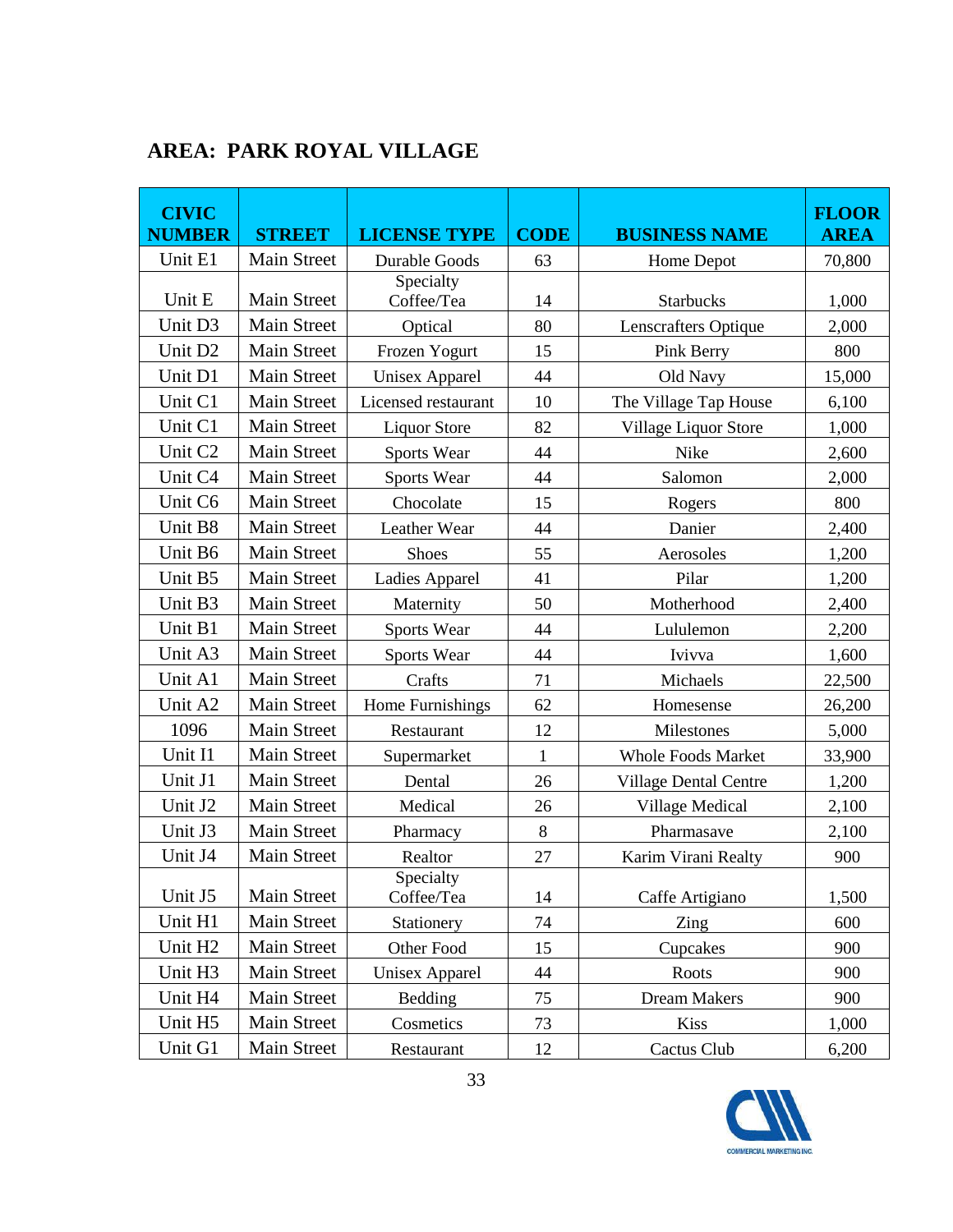## AREA: PARK ROYAL VILLAGE

| CIVIC NUMBER | STREET | LICENSE TYPE | CODE | BUSINESS NAME | FLOOR AREA |
|---|---|---|---|---|---|
| Unit E1 | Main Street | Durable Goods | 63 | Home Depot | 70,800 |
| Unit E | Main Street | Specialty Coffee/Tea | 14 | Starbucks | 1,000 |
| Unit D3 | Main Street | Optical | 80 | Lenscrafters Optique | 2,000 |
| Unit D2 | Main Street | Frozen Yogurt | 15 | Pink Berry | 800 |
| Unit D1 | Main Street | Unisex Apparel | 44 | Old Navy | 15,000 |
| Unit C1 | Main Street | Licensed restaurant | 10 | The Village Tap House | 6,100 |
| Unit C1 | Main Street | Liquor Store | 82 | Village Liquor Store | 1,000 |
| Unit C2 | Main Street | Sports Wear | 44 | Nike | 2,600 |
| Unit C4 | Main Street | Sports Wear | 44 | Salomon | 2,000 |
| Unit C6 | Main Street | Chocolate | 15 | Rogers | 800 |
| Unit B8 | Main Street | Leather Wear | 44 | Danier | 2,400 |
| Unit B6 | Main Street | Shoes | 55 | Aerosoles | 1,200 |
| Unit B5 | Main Street | Ladies Apparel | 41 | Pilar | 1,200 |
| Unit B3 | Main Street | Maternity | 50 | Motherhood | 2,400 |
| Unit B1 | Main Street | Sports Wear | 44 | Lululemon | 2,200 |
| Unit A3 | Main Street | Sports Wear | 44 | Ivivva | 1,600 |
| Unit A1 | Main Street | Crafts | 71 | Michaels | 22,500 |
| Unit A2 | Main Street | Home Furnishings | 62 | Homesense | 26,200 |
| 1096 | Main Street | Restaurant | 12 | Milestones | 5,000 |
| Unit I1 | Main Street | Supermarket | 1 | Whole Foods Market | 33,900 |
| Unit J1 | Main Street | Dental | 26 | Village Dental Centre | 1,200 |
| Unit J2 | Main Street | Medical | 26 | Village Medical | 2,100 |
| Unit J3 | Main Street | Pharmacy | 8 | Pharmasave | 2,100 |
| Unit J4 | Main Street | Realtor | 27 | Karim Virani Realty | 900 |
| Unit J5 | Main Street | Specialty Coffee/Tea | 14 | Caffe Artigiano | 1,500 |
| Unit H1 | Main Street | Stationery | 74 | Zing | 600 |
| Unit H2 | Main Street | Other Food | 15 | Cupcakes | 900 |
| Unit H3 | Main Street | Unisex Apparel | 44 | Roots | 900 |
| Unit H4 | Main Street | Bedding | 75 | Dream Makers | 900 |
| Unit H5 | Main Street | Cosmetics | 73 | Kiss | 1,000 |
| Unit G1 | Main Street | Restaurant | 12 | Cactus Club | 6,200 |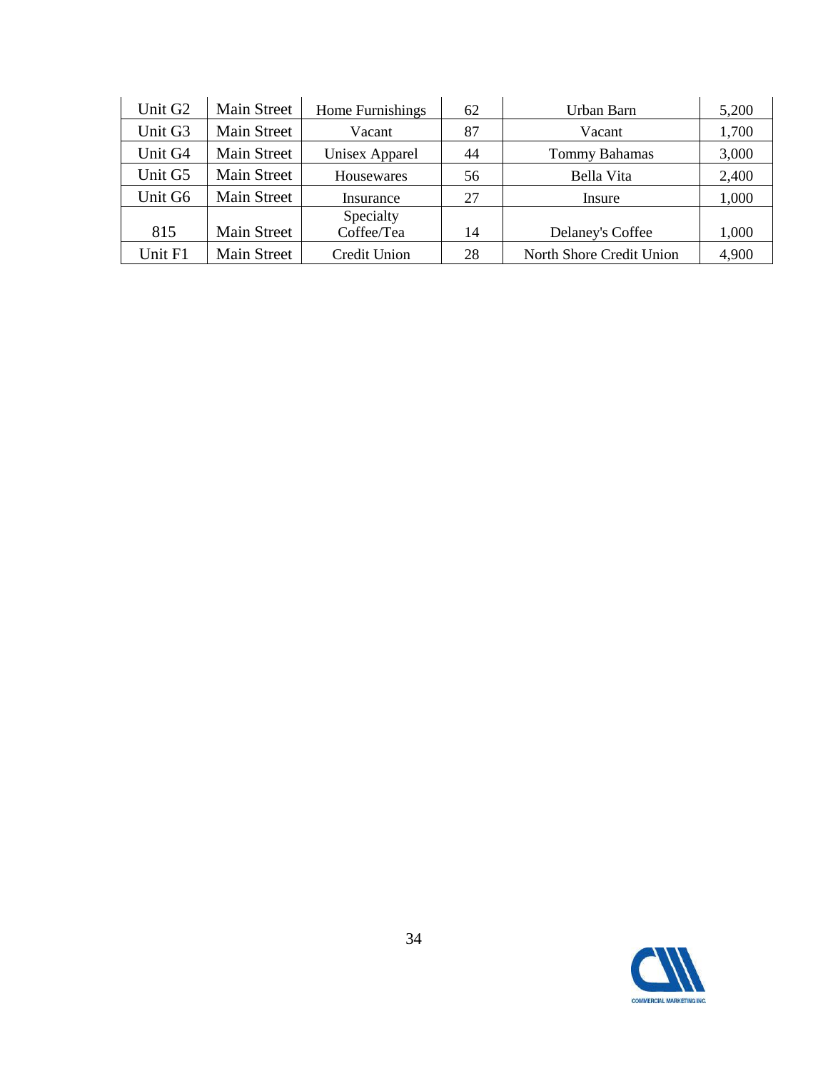| | | | | | |
|---|---|---|---|---|---|
| Unit G2 | Main Street | Home Furnishings | 62 | Urban Barn | 5,200 |
| Unit G3 | Main Street | Vacant | 87 | Vacant | 1,700 |
| Unit G4 | Main Street | Unisex Apparel | 44 | Tommy Bahamas | 3,000 |
| Unit G5 | Main Street | Housewares | 56 | Bella Vita | 2,400 |
| Unit G6 | Main Street | Insurance | 27 | Insure | 1,000 |
| 815 | Main Street | Specialty Coffee/Tea | 14 | Delaney's Coffee | 1,000 |
| Unit F1 | Main Street | Credit Union | 28 | North Shore Credit Union | 4,900 |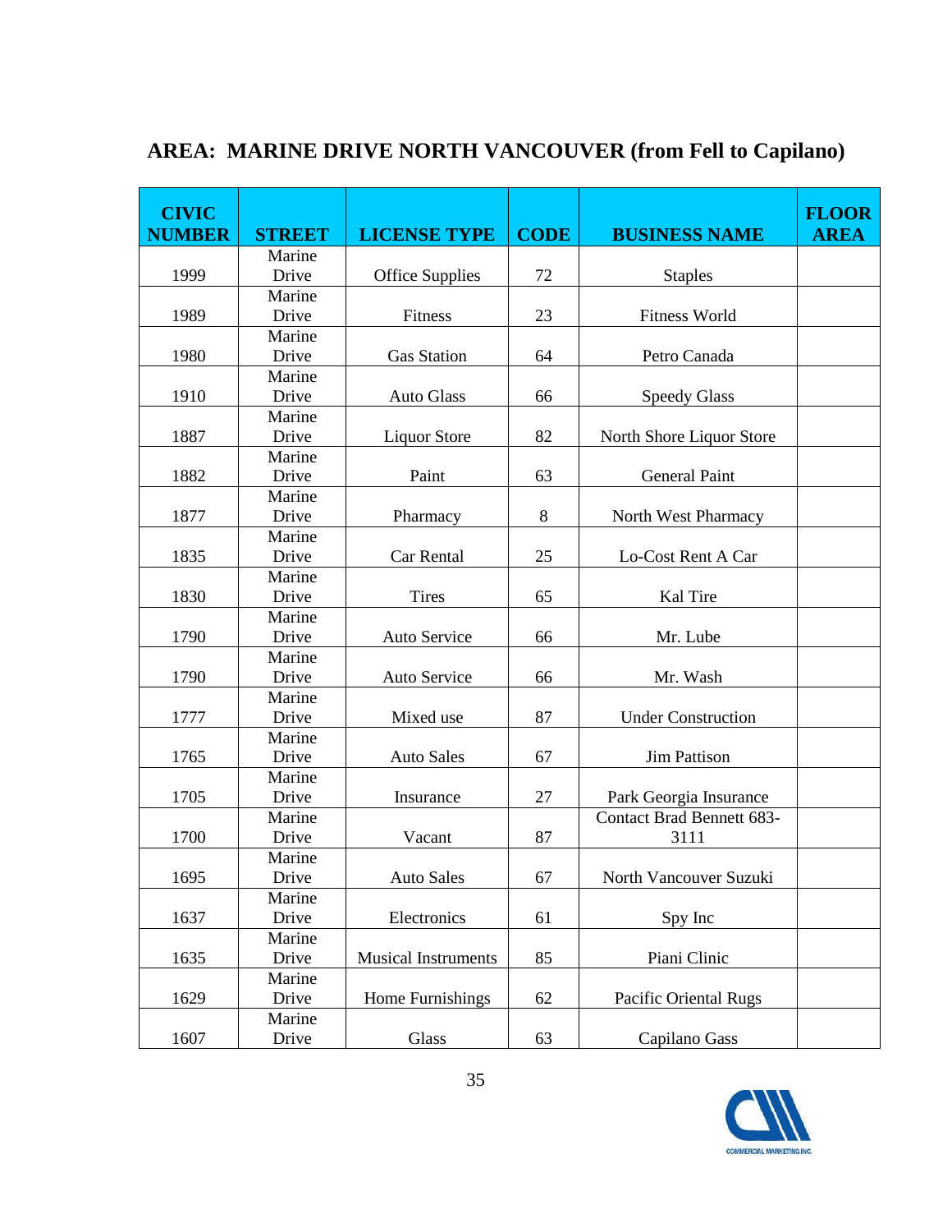## AREA: MARINE DRIVE NORTH VANCOUVER (from Fell to Capilano)

| CIVIC NUMBER | STREET | LICENSE TYPE | CODE | BUSINESS NAME | FLOOR AREA |
|---|---|---|---|---|---|
| 1999 | Marine Drive | Office Supplies | 72 | Staples | |
| 1989 | Marine Drive | Fitness | 23 | Fitness World | |
| 1980 | Marine Drive | Gas Station | 64 | Petro Canada | |
| 1910 | Marine Drive | Auto Glass | 66 | Speedy Glass | |
| 1887 | Marine Drive | Liquor Store | 82 | North Shore Liquor Store | |
| 1882 | Marine Drive | Paint | 63 | General Paint | |
| 1877 | Marine Drive | Pharmacy | 8 | North West Pharmacy | |
| 1835 | Marine Drive | Car Rental | 25 | Lo-Cost Rent A Car | |
| 1830 | Marine Drive | Tires | 65 | Kal Tire | |
| 1790 | Marine Drive | Auto Service | 66 | Mr. Lube | |
| 1790 | Marine Drive | Auto Service | 66 | Mr. Wash | |
| 1777 | Marine Drive | Mixed use | 87 | Under Construction | |
| 1765 | Marine Drive | Auto Sales | 67 | Jim Pattison | |
| 1705 | Marine Drive | Insurance | 27 | Park Georgia Insurance | |
| 1700 | Marine Drive | Vacant | 87 | Contact Brad Bennett 683-3111 | |
| 1695 | Marine Drive | Auto Sales | 67 | North Vancouver Suzuki | |
| 1637 | Marine Drive | Electronics | 61 | Spy Inc | |
| 1635 | Marine Drive | Musical Instruments | 85 | Piani Clinic | |
| 1629 | Marine Drive | Home Furnishings | 62 | Pacific Oriental Rugs | |
| 1607 | Marine Drive | Glass | 63 | Capilano Gass | |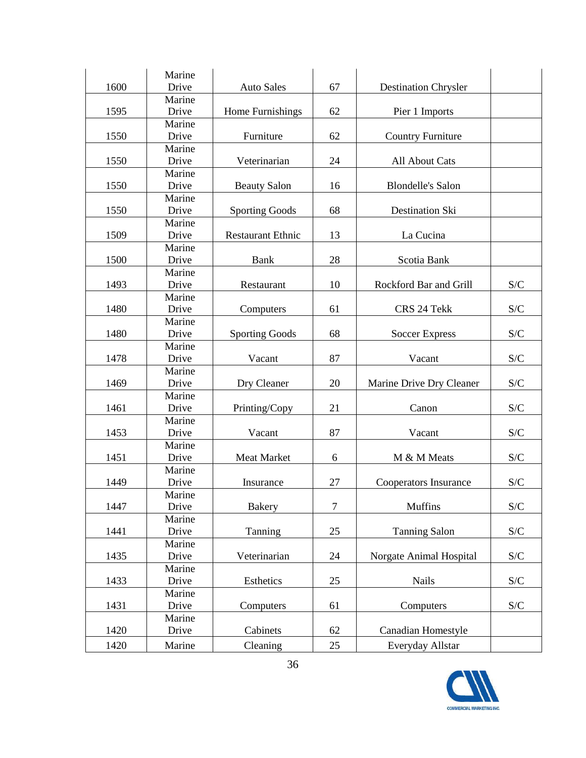| | | | | | |
|---|---|---|---|---|---|
| 1600 | Marine Drive | Auto Sales | 67 | Destination Chrysler | |
| 1595 | Marine Drive | Home Furnishings | 62 | Pier 1 Imports | |
| 1550 | Marine Drive | Furniture | 62 | Country Furniture | |
| 1550 | Marine Drive | Veterinarian | 24 | All About Cats | |
| 1550 | Marine Drive | Beauty Salon | 16 | Blondelle's Salon | |
| 1550 | Marine Drive | Sporting Goods | 68 | Destination Ski | |
| 1509 | Marine Drive | Restaurant Ethnic | 13 | La Cucina | |
| 1500 | Marine Drive | Bank | 28 | Scotia Bank | |
| 1493 | Marine Drive | Restaurant | 10 | Rockford Bar and Grill | S/C |
| 1480 | Marine Drive | Computers | 61 | CRS 24 Tekk | S/C |
| 1480 | Marine Drive | Sporting Goods | 68 | Soccer Express | S/C |
| 1478 | Marine Drive | Vacant | 87 | Vacant | S/C |
| 1469 | Marine Drive | Dry Cleaner | 20 | Marine Drive Dry Cleaner | S/C |
| 1461 | Marine Drive | Printing/Copy | 21 | Canon | S/C |
| 1453 | Marine Drive | Vacant | 87 | Vacant | S/C |
| 1451 | Marine Drive | Meat Market | 6 | M & M Meats | S/C |
| 1449 | Marine Drive | Insurance | 27 | Cooperators Insurance | S/C |
| 1447 | Marine Drive | Bakery | 7 | Muffins | S/C |
| 1441 | Marine Drive | Tanning | 25 | Tanning Salon | S/C |
| 1435 | Marine Drive | Veterinarian | 24 | Norgate Animal Hospital | S/C |
| 1433 | Marine Drive | Esthetics | 25 | Nails | S/C |
| 1431 | Marine Drive | Computers | 61 | Computers | S/C |
| 1420 | Marine Drive | Cabinets | 62 | Canadian Homestyle | |
| 1420 | Marine | Cleaning | 25 | Everyday Allstar | |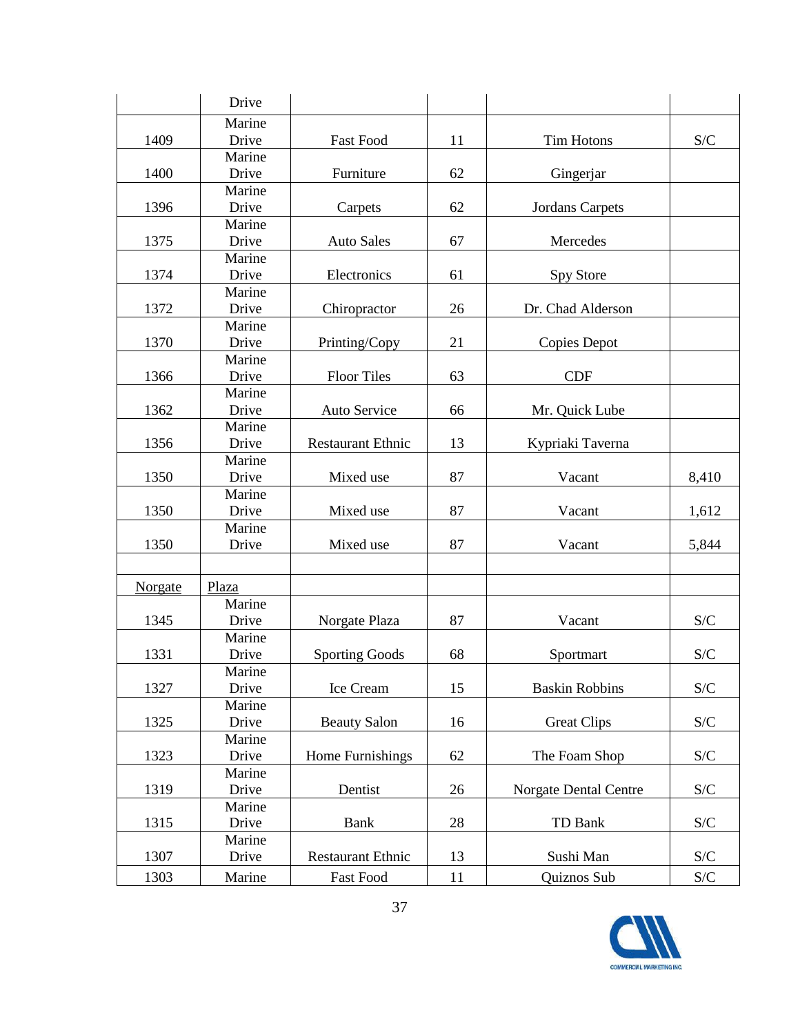| | | | | | |
|---|---|---|---|---|---|
| | Drive | | | | |
| 1409 | Marine Drive | Fast Food | 11 | Tim Hotons | S/C |
| 1400 | Marine Drive | Furniture | 62 | Gingerjar | |
| 1396 | Marine Drive | Carpets | 62 | Jordans Carpets | |
| 1375 | Marine Drive | Auto Sales | 67 | Mercedes | |
| 1374 | Marine Drive | Electronics | 61 | Spy Store | |
| 1372 | Marine Drive | Chiropractor | 26 | Dr. Chad Alderson | |
| 1370 | Marine Drive | Printing/Copy | 21 | Copies Depot | |
| 1366 | Marine Drive | Floor Tiles | 63 | CDF | |
| 1362 | Marine Drive | Auto Service | 66 | Mr. Quick Lube | |
| 1356 | Marine Drive | Restaurant Ethnic | 13 | Kypriaki Taverna | |
| 1350 | Marine Drive | Mixed use | 87 | Vacant | 8,410 |
| 1350 | Marine Drive | Mixed use | 87 | Vacant | 1,612 |
| 1350 | Marine Drive | Mixed use | 87 | Vacant | 5,844 |
| | | | | | |
| Norgate | Plaza | | | | |
| 1345 | Marine Drive | Norgate Plaza | 87 | Vacant | S/C |
| 1331 | Marine Drive | Sporting Goods | 68 | Sportmart | S/C |
| 1327 | Marine Drive | Ice Cream | 15 | Baskin Robbins | S/C |
| 1325 | Marine Drive | Beauty Salon | 16 | Great Clips | S/C |
| 1323 | Marine Drive | Home Furnishings | 62 | The Foam Shop | S/C |
| 1319 | Marine Drive | Dentist | 26 | Norgate Dental Centre | S/C |
| 1315 | Marine Drive | Bank | 28 | TD Bank | S/C |
| 1307 | Marine Drive | Restaurant Ethnic | 13 | Sushi Man | S/C |
| 1303 | Marine | Fast Food | 11 | Quiznos Sub | S/C |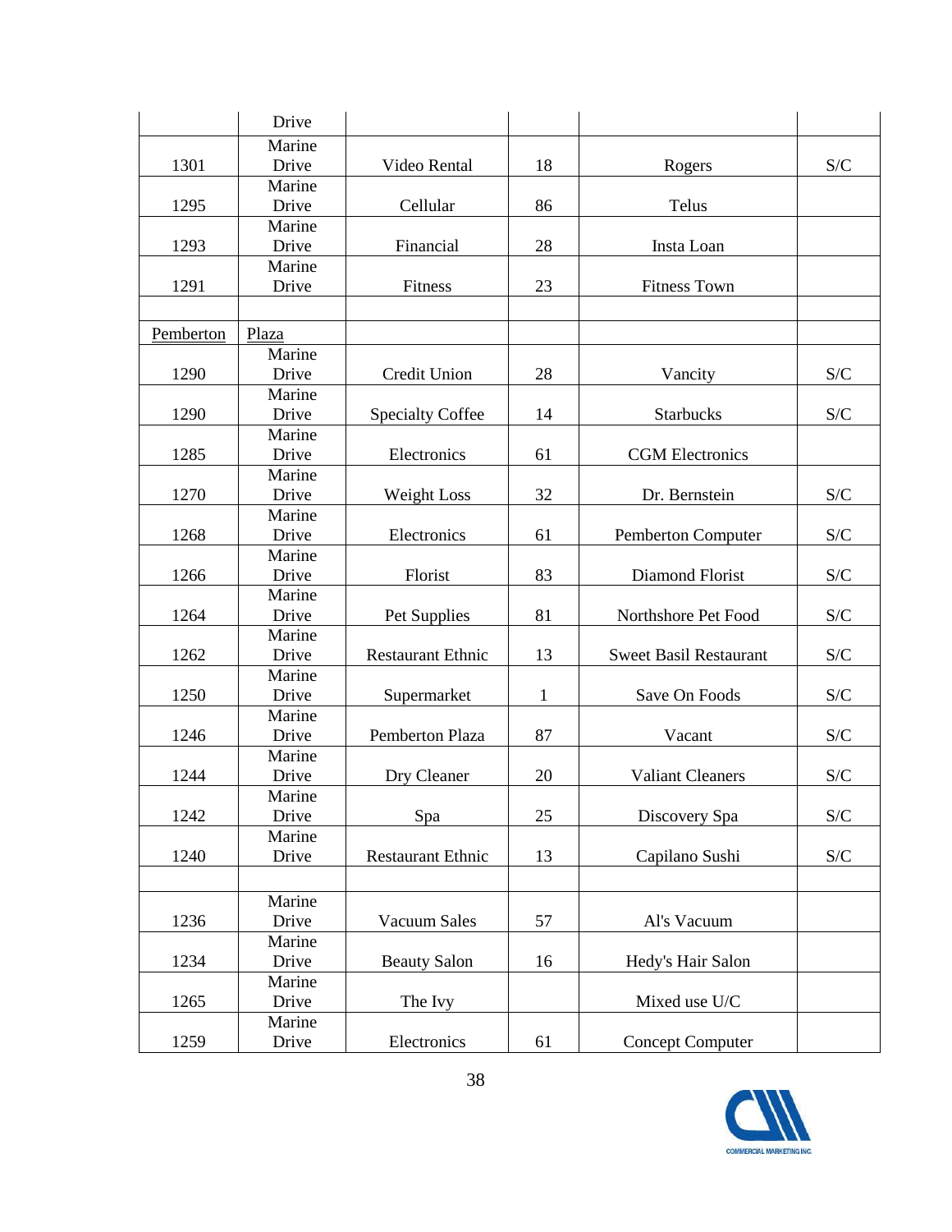| | | | | | |
|---|---|---|---|---|---|
| | Drive | | | | |
| 1301 | Marine Drive | Video Rental | 18 | Rogers | S/C |
| 1295 | Marine Drive | Cellular | 86 | Telus | |
| 1293 | Marine Drive | Financial | 28 | Insta Loan | |
| 1291 | Marine Drive | Fitness | 23 | Fitness Town | |
| | | | | | |
| Pemberton | Plaza | | | | |
| 1290 | Marine Drive | Credit Union | 28 | Vancity | S/C |
| 1290 | Marine Drive | Specialty Coffee | 14 | Starbucks | S/C |
| 1285 | Marine Drive | Electronics | 61 | CGM Electronics | |
| 1270 | Marine Drive | Weight Loss | 32 | Dr. Bernstein | S/C |
| 1268 | Marine Drive | Electronics | 61 | Pemberton Computer | S/C |
| 1266 | Marine Drive | Florist | 83 | Diamond Florist | S/C |
| 1264 | Marine Drive | Pet Supplies | 81 | Northshore Pet Food | S/C |
| 1262 | Marine Drive | Restaurant Ethnic | 13 | Sweet Basil Restaurant | S/C |
| 1250 | Marine Drive | Supermarket | 1 | Save On Foods | S/C |
| 1246 | Marine Drive | Pemberton Plaza | 87 | Vacant | S/C |
| 1244 | Marine Drive | Dry Cleaner | 20 | Valiant Cleaners | S/C |
| 1242 | Marine Drive | Spa | 25 | Discovery Spa | S/C |
| 1240 | Marine Drive | Restaurant Ethnic | 13 | Capilano Sushi | S/C |
| | | | | | |
| 1236 | Marine Drive | Vacuum Sales | 57 | Al's Vacuum | |
| 1234 | Marine Drive | Beauty Salon | 16 | Hedy's Hair Salon | |
| 1265 | Marine Drive | The Ivy | | Mixed use U/C | |
| 1259 | Marine Drive | Electronics | 61 | Concept Computer | |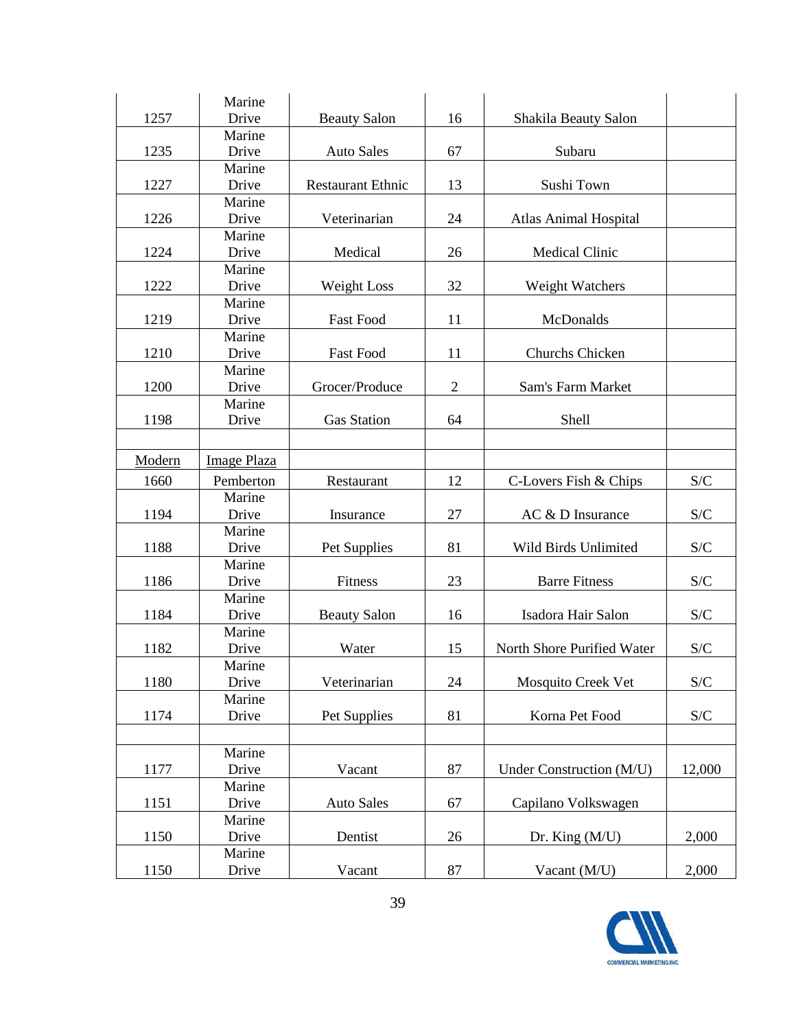| | | | | | |
|---|---|---|---|---|---|
| 1257 | Marine Drive | Beauty Salon | 16 | Shakila Beauty Salon | |
| 1235 | Marine Drive | Auto Sales | 67 | Subaru | |
| 1227 | Marine Drive | Restaurant Ethnic | 13 | Sushi Town | |
| 1226 | Marine Drive | Veterinarian | 24 | Atlas Animal Hospital | |
| 1224 | Marine Drive | Medical | 26 | Medical Clinic | |
| 1222 | Marine Drive | Weight Loss | 32 | Weight Watchers | |
| 1219 | Marine Drive | Fast Food | 11 | McDonalds | |
| 1210 | Marine Drive | Fast Food | 11 | Churchs Chicken | |
| 1200 | Marine Drive | Grocer/Produce | 2 | Sam's Farm Market | |
| 1198 | Marine Drive | Gas Station | 64 | Shell | |
| | | | | | |
| Modern | Image Plaza | | | | |
| 1660 | Pemberton | Restaurant | 12 | C-Lovers Fish & Chips | S/C |
| 1194 | Marine Drive | Insurance | 27 | AC & D Insurance | S/C |
| 1188 | Marine Drive | Pet Supplies | 81 | Wild Birds Unlimited | S/C |
| 1186 | Marine Drive | Fitness | 23 | Barre Fitness | S/C |
| 1184 | Marine Drive | Beauty Salon | 16 | Isadora Hair Salon | S/C |
| 1182 | Marine Drive | Water | 15 | North Shore Purified Water | S/C |
| 1180 | Marine Drive | Veterinarian | 24 | Mosquito Creek Vet | S/C |
| 1174 | Marine Drive | Pet Supplies | 81 | Korna Pet Food | S/C |
| | | | | | |
| 1177 | Marine Drive | Vacant | 87 | Under Construction (M/U) | 12,000 |
| 1151 | Marine Drive | Auto Sales | 67 | Capilano Volkswagen | |
| 1150 | Marine Drive | Dentist | 26 | Dr. King (M/U) | 2,000 |
| 1150 | Marine Drive | Vacant | 87 | Vacant (M/U) | 2,000 |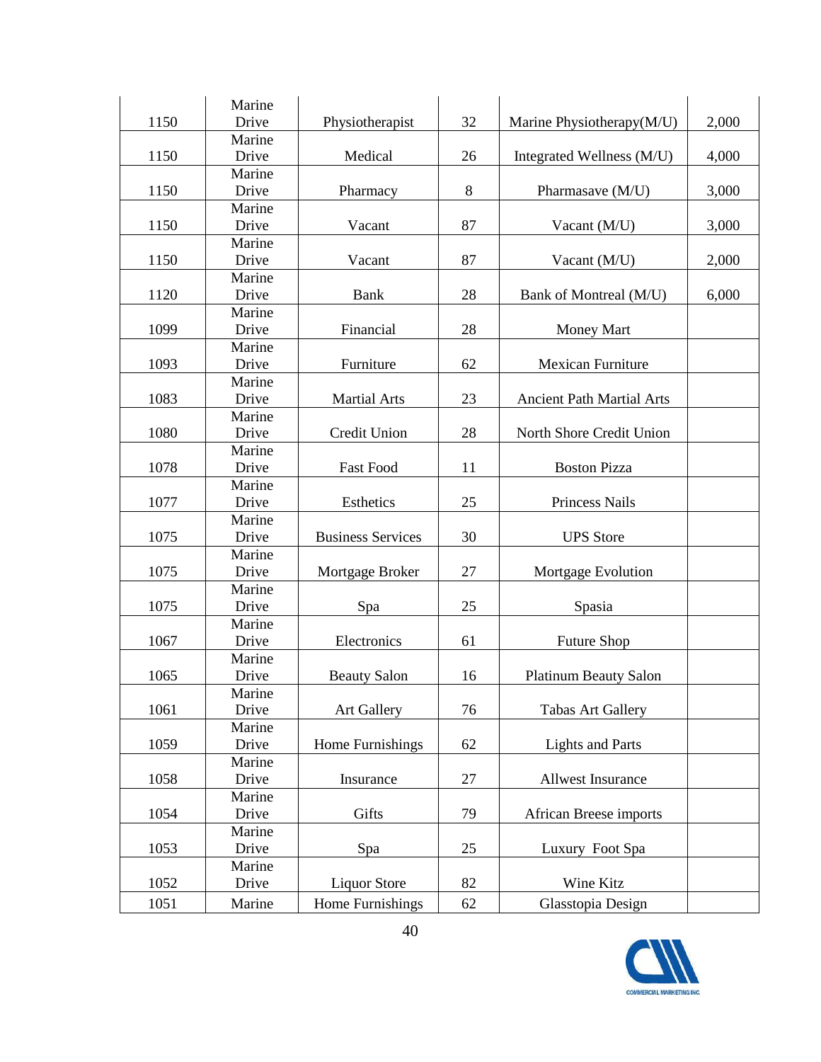| 1150 | Marine Drive | Physiotherapist | 32 | Marine Physiotherapy(M/U) | 2,000 |
|---|---|---|---|---|---|
| 1150 | Marine Drive | Medical | 26 | Integrated Wellness (M/U) | 4,000 |
| 1150 | Marine Drive | Pharmacy | 8 | Pharmasave (M/U) | 3,000 |
| 1150 | Marine Drive | Vacant | 87 | Vacant (M/U) | 3,000 |
| 1150 | Marine Drive | Vacant | 87 | Vacant (M/U) | 2,000 |
| 1120 | Marine Drive | Bank | 28 | Bank of Montreal (M/U) | 6,000 |
| 1099 | Marine Drive | Financial | 28 | Money Mart | |
| 1093 | Marine Drive | Furniture | 62 | Mexican Furniture | |
| 1083 | Marine Drive | Martial Arts | 23 | Ancient Path Martial Arts | |
| 1080 | Marine Drive | Credit Union | 28 | North Shore Credit Union | |
| 1078 | Marine Drive | Fast Food | 11 | Boston Pizza | |
| 1077 | Marine Drive | Esthetics | 25 | Princess Nails | |
| 1075 | Marine Drive | Business Services | 30 | UPS Store | |
| 1075 | Marine Drive | Mortgage Broker | 27 | Mortgage Evolution | |
| 1075 | Marine Drive | Spa | 25 | Spasia | |
| 1067 | Marine Drive | Electronics | 61 | Future Shop | |
| 1065 | Marine Drive | Beauty Salon | 16 | Platinum Beauty Salon | |
| 1061 | Marine Drive | Art Gallery | 76 | Tabas Art Gallery | |
| 1059 | Marine Drive | Home Furnishings | 62 | Lights and Parts | |
| 1058 | Marine Drive | Insurance | 27 | Allwest Insurance | |
| 1054 | Marine Drive | Gifts | 79 | African Breese imports | |
| 1053 | Marine Drive | Spa | 25 | Luxury Foot Spa | |
| 1052 | Marine Drive | Liquor Store | 82 | Wine Kitz | |
| 1051 | Marine | Home Furnishings | 62 | Glasstopia Design | |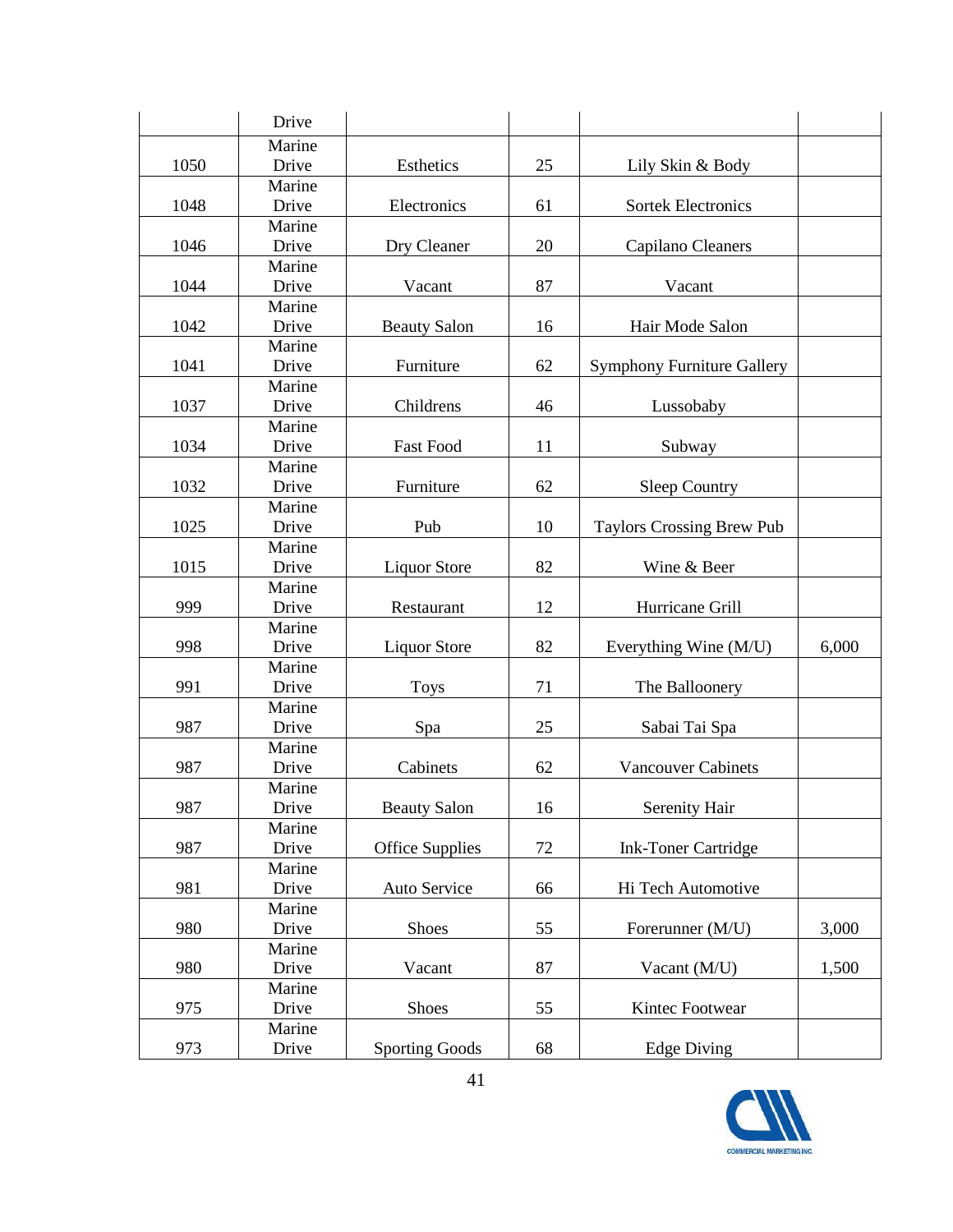| | Drive | | | | |
|---|---|---|---|---|---|
| 1050 | Marine Drive | Esthetics | 25 | Lily Skin & Body | |
| 1048 | Marine Drive | Electronics | 61 | Sortek Electronics | |
| 1046 | Marine Drive | Dry Cleaner | 20 | Capilano Cleaners | |
| 1044 | Marine Drive | Vacant | 87 | Vacant | |
| 1042 | Marine Drive | Beauty Salon | 16 | Hair Mode Salon | |
| 1041 | Marine Drive | Furniture | 62 | Symphony Furniture Gallery | |
| 1037 | Marine Drive | Childrens | 46 | Lussobaby | |
| 1034 | Marine Drive | Fast Food | 11 | Subway | |
| 1032 | Marine Drive | Furniture | 62 | Sleep Country | |
| 1025 | Marine Drive | Pub | 10 | Taylors Crossing Brew Pub | |
| 1015 | Marine Drive | Liquor Store | 82 | Wine & Beer | |
| 999 | Marine Drive | Restaurant | 12 | Hurricane Grill | |
| 998 | Marine Drive | Liquor Store | 82 | Everything Wine (M/U) | 6,000 |
| 991 | Marine Drive | Toys | 71 | The Balloonery | |
| 987 | Marine Drive | Spa | 25 | Sabai Tai Spa | |
| 987 | Marine Drive | Cabinets | 62 | Vancouver Cabinets | |
| 987 | Marine Drive | Beauty Salon | 16 | Serenity Hair | |
| 987 | Marine Drive | Office Supplies | 72 | Ink-Toner Cartridge | |
| 981 | Marine Drive | Auto Service | 66 | Hi Tech Automotive | |
| 980 | Marine Drive | Shoes | 55 | Forerunner (M/U) | 3,000 |
| 980 | Marine Drive | Vacant | 87 | Vacant (M/U) | 1,500 |
| 975 | Marine Drive | Shoes | 55 | Kintec Footwear | |
| 973 | Marine Drive | Sporting Goods | 68 | Edge Diving | |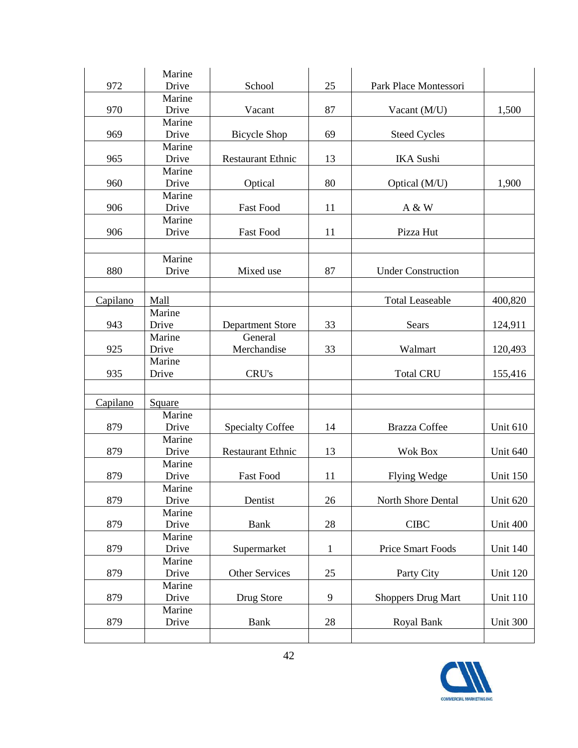| | | | | | |
|---|---|---|---|---|---|
| 972 | Marine Drive | School | 25 | Park Place Montessori | |
| 970 | Marine Drive | Vacant | 87 | Vacant (M/U) | 1,500 |
| 969 | Marine Drive | Bicycle Shop | 69 | Steed Cycles | |
| 965 | Marine Drive | Restaurant Ethnic | 13 | IKA Sushi | |
| 960 | Marine Drive | Optical | 80 | Optical (M/U) | 1,900 |
| 906 | Marine Drive | Fast Food | 11 | A & W | |
| 906 | Marine Drive | Fast Food | 11 | Pizza Hut | |
| | | | | | |
| 880 | Marine Drive | Mixed use | 87 | Under Construction | |
| | | | | | |
| Capilano | Mall | | | Total Leaseable | 400,820 |
| 943 | Marine Drive | Department Store | 33 | Sears | 124,911 |
| 925 | Marine Drive | General Merchandise | 33 | Walmart | 120,493 |
| 935 | Marine Drive | CRU's | | Total CRU | 155,416 |
| | | | | | |
| Capilano | Square | | | | |
| 879 | Marine Drive | Specialty Coffee | 14 | Brazza Coffee | Unit 610 |
| 879 | Marine Drive | Restaurant Ethnic | 13 | Wok Box | Unit 640 |
| 879 | Marine Drive | Fast Food | 11 | Flying Wedge | Unit 150 |
| 879 | Marine Drive | Dentist | 26 | North Shore Dental | Unit 620 |
| 879 | Marine Drive | Bank | 28 | CIBC | Unit 400 |
| 879 | Marine Drive | Supermarket | 1 | Price Smart Foods | Unit 140 |
| 879 | Marine Drive | Other Services | 25 | Party City | Unit 120 |
| 879 | Marine Drive | Drug Store | 9 | Shoppers Drug Mart | Unit 110 |
| 879 | Marine Drive | Bank | 28 | Royal Bank | Unit 300 |
| | | | | | |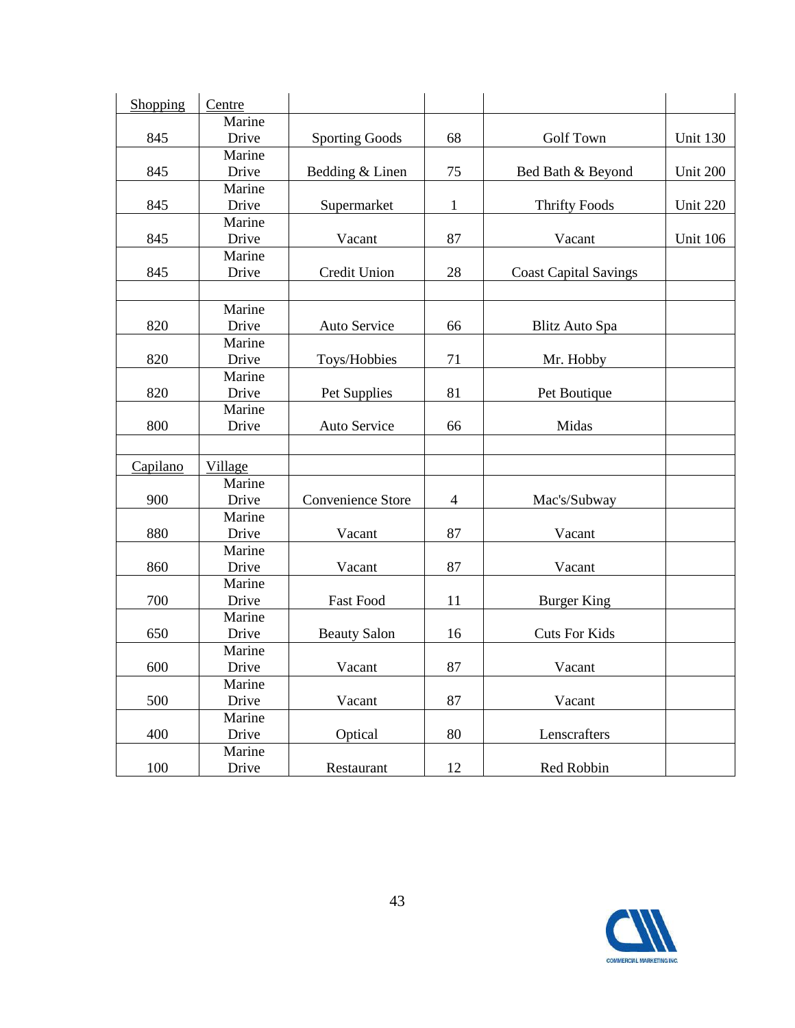| | | | | | |
|---|---|---|---|---|---|
| Shopping | Centre | | | | |
| 845 | Marine Drive | Sporting Goods | 68 | Golf Town | Unit 130 |
| 845 | Marine Drive | Bedding & Linen | 75 | Bed Bath & Beyond | Unit 200 |
| 845 | Marine Drive | Supermarket | 1 | Thrifty Foods | Unit 220 |
| 845 | Marine Drive | Vacant | 87 | Vacant | Unit 106 |
| 845 | Marine Drive | Credit Union | 28 | Coast Capital Savings | |
| | | | | | |
| 820 | Marine Drive | Auto Service | 66 | Blitz Auto Spa | |
| 820 | Marine Drive | Toys/Hobbies | 71 | Mr. Hobby | |
| 820 | Marine Drive | Pet Supplies | 81 | Pet Boutique | |
| 800 | Marine Drive | Auto Service | 66 | Midas | |
| | | | | | |
| Capilano | Village | | | | |
| 900 | Marine Drive | Convenience Store | 4 | Mac's/Subway | |
| 880 | Marine Drive | Vacant | 87 | Vacant | |
| 860 | Marine Drive | Vacant | 87 | Vacant | |
| 700 | Marine Drive | Fast Food | 11 | Burger King | |
| 650 | Marine Drive | Beauty Salon | 16 | Cuts For Kids | |
| 600 | Marine Drive | Vacant | 87 | Vacant | |
| 500 | Marine Drive | Vacant | 87 | Vacant | |
| 400 | Marine Drive | Optical | 80 | Lenscrafters | |
| 100 | Marine Drive | Restaurant | 12 | Red Robbin | |

COMMERCIAL MARKETING INC.